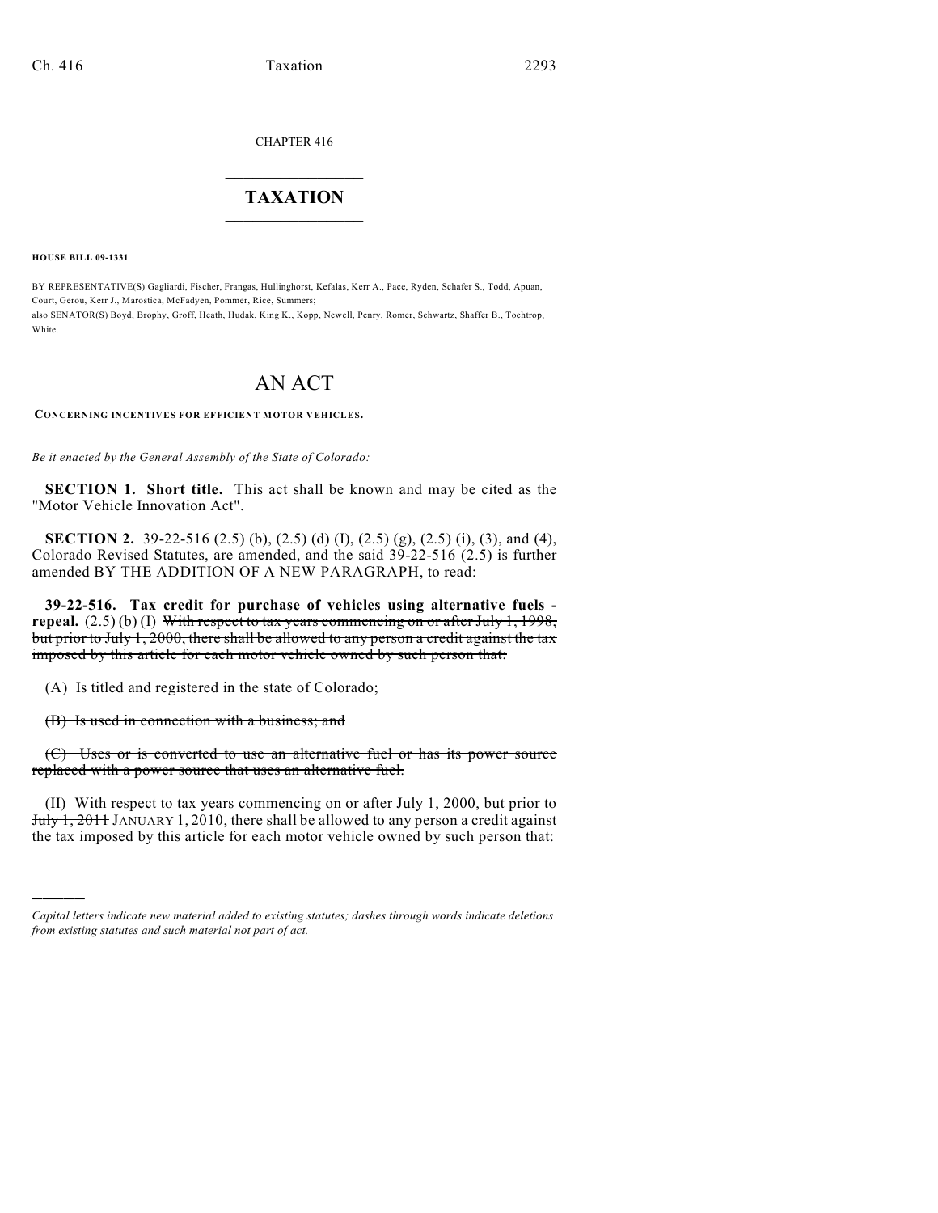CHAPTER 416

# TAXATION

**HOUSE BILL 09-1331**

BY REPRESENTATIVE(S) Gagliardi, Fischer, Frangas, Hullinghorst, Kefalas, Kerr A., Pace, Ryden, Schafer S., Todd, Apuan, Court, Gerou, Kerr J., Marostica, McFadyen, Pommer, Rice, Summers;
also SENATOR(S) Boyd, Brophy, Groff, Heath, Hudak, King K., Kopp, Newell, Penry, Romer, Schwartz, Shaffer B., Tochtrop, White.

# AN ACT

**CONCERNING INCENTIVES FOR EFFICIENT MOTOR VEHICLES.**

*Be it enacted by the General Assembly of the State of Colorado:*

**SECTION 1. Short title.** This act shall be known and may be cited as the "Motor Vehicle Innovation Act".

**SECTION 2.** 39-22-516 (2.5) (b), (2.5) (d) (I), (2.5) (g), (2.5) (i), (3), and (4), Colorado Revised Statutes, are amended, and the said 39-22-516 (2.5) is further amended BY THE ADDITION OF A NEW PARAGRAPH, to read:

**39-22-516. Tax credit for purchase of vehicles using alternative fuels - repeal.** (2.5) (b) (I) ~~With respect to tax years commencing on or after July 1, 1998, but prior to July 1, 2000, there shall be allowed to any person a credit against the tax imposed by this article for each motor vehicle owned by such person that:~~

~~(A) Is titled and registered in the state of Colorado;~~

~~(B) Is used in connection with a business; and~~

~~(C) Uses or is converted to use an alternative fuel or has its power source replaced with a power source that uses an alternative fuel.~~

(II) With respect to tax years commencing on or after July 1, 2000, but prior to ~~July 1, 2011~~ JANUARY 1, 2010, there shall be allowed to any person a credit against the tax imposed by this article for each motor vehicle owned by such person that:

---

*Capital letters indicate new material added to existing statutes; dashes through words indicate deletions from existing statutes and such material not part of act.*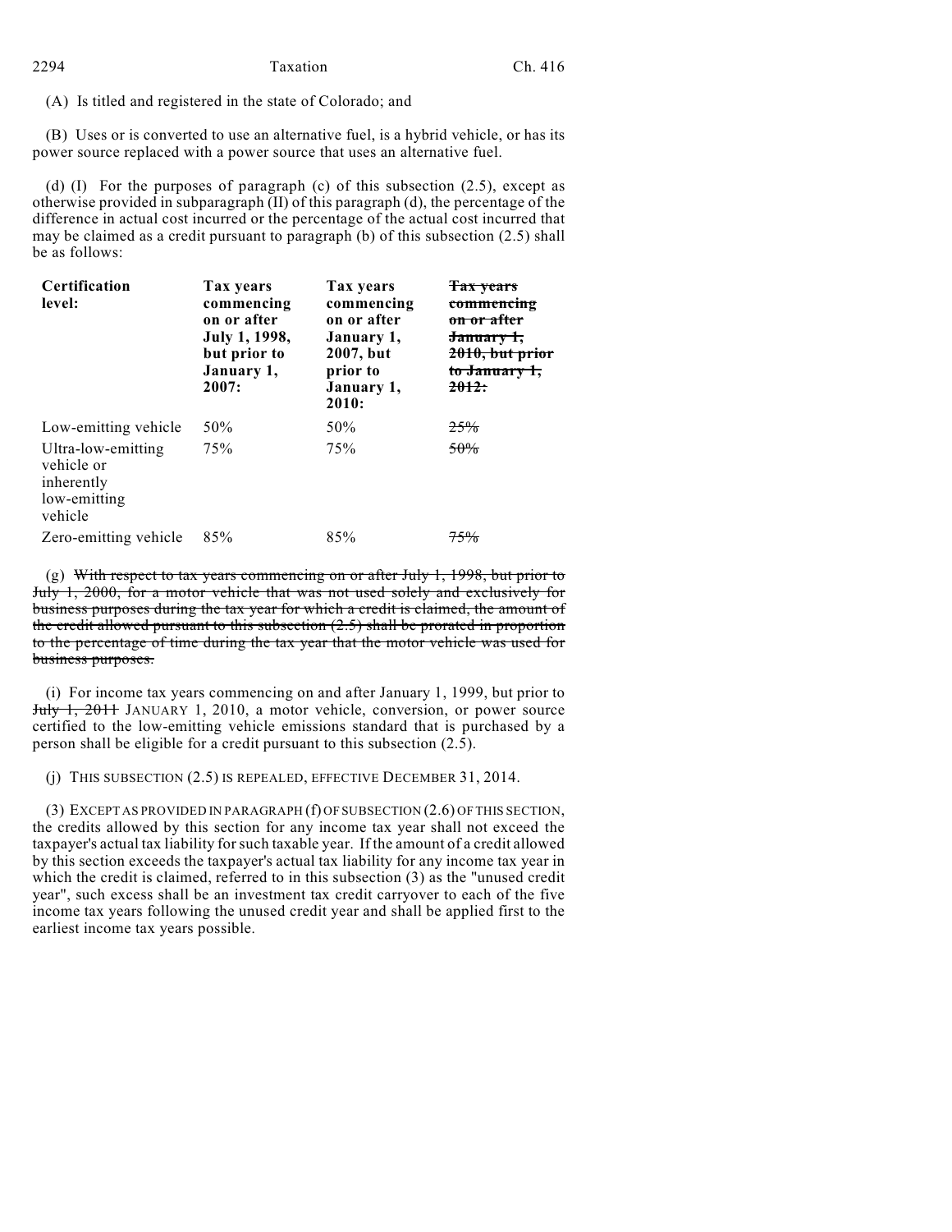(A) Is titled and registered in the state of Colorado; and

(B) Uses or is converted to use an alternative fuel, is a hybrid vehicle, or has its power source replaced with a power source that uses an alternative fuel.

(d) (I) For the purposes of paragraph (c) of this subsection (2.5), except as otherwise provided in subparagraph (II) of this paragraph (d), the percentage of the difference in actual cost incurred or the percentage of the actual cost incurred that may be claimed as a credit pursuant to paragraph (b) of this subsection (2.5) shall be as follows:

| **Certification level:** | **Tax years commencing on or after July 1, 1998, but prior to January 1, 2007:** | **Tax years commencing on or after January 1, 2007, but prior to January 1, 2010:** | ~~**Tax years commencing on or after January 1, 2010, but prior to January 1, 2012:**~~ |
|---|---|---|---|
| Low-emitting vehicle | 50% | 50% | ~~25%~~ |
| Ultra-low-emitting vehicle or inherently low-emitting vehicle | 75% | 75% | ~~50%~~ |
| Zero-emitting vehicle | 85% | 85% | ~~75%~~ |

(g) ~~With respect to tax years commencing on or after July 1, 1998, but prior to July 1, 2000, for a motor vehicle that was not used solely and exclusively for business purposes during the tax year for which a credit is claimed, the amount of the credit allowed pursuant to this subsection (2.5) shall be prorated in proportion to the percentage of time during the tax year that the motor vehicle was used for business purposes.~~

(i) For income tax years commencing on and after January 1, 1999, but prior to ~~July 1, 2011~~ JANUARY 1, 2010, a motor vehicle, conversion, or power source certified to the low-emitting vehicle emissions standard that is purchased by a person shall be eligible for a credit pursuant to this subsection (2.5).

(j) THIS SUBSECTION (2.5) IS REPEALED, EFFECTIVE DECEMBER 31, 2014.

(3) EXCEPT AS PROVIDED IN PARAGRAPH (f) OF SUBSECTION (2.6) OF THIS SECTION, the credits allowed by this section for any income tax year shall not exceed the taxpayer's actual tax liability for such taxable year. If the amount of a credit allowed by this section exceeds the taxpayer's actual tax liability for any income tax year in which the credit is claimed, referred to in this subsection (3) as the "unused credit year", such excess shall be an investment tax credit carryover to each of the five income tax years following the unused credit year and shall be applied first to the earliest income tax years possible.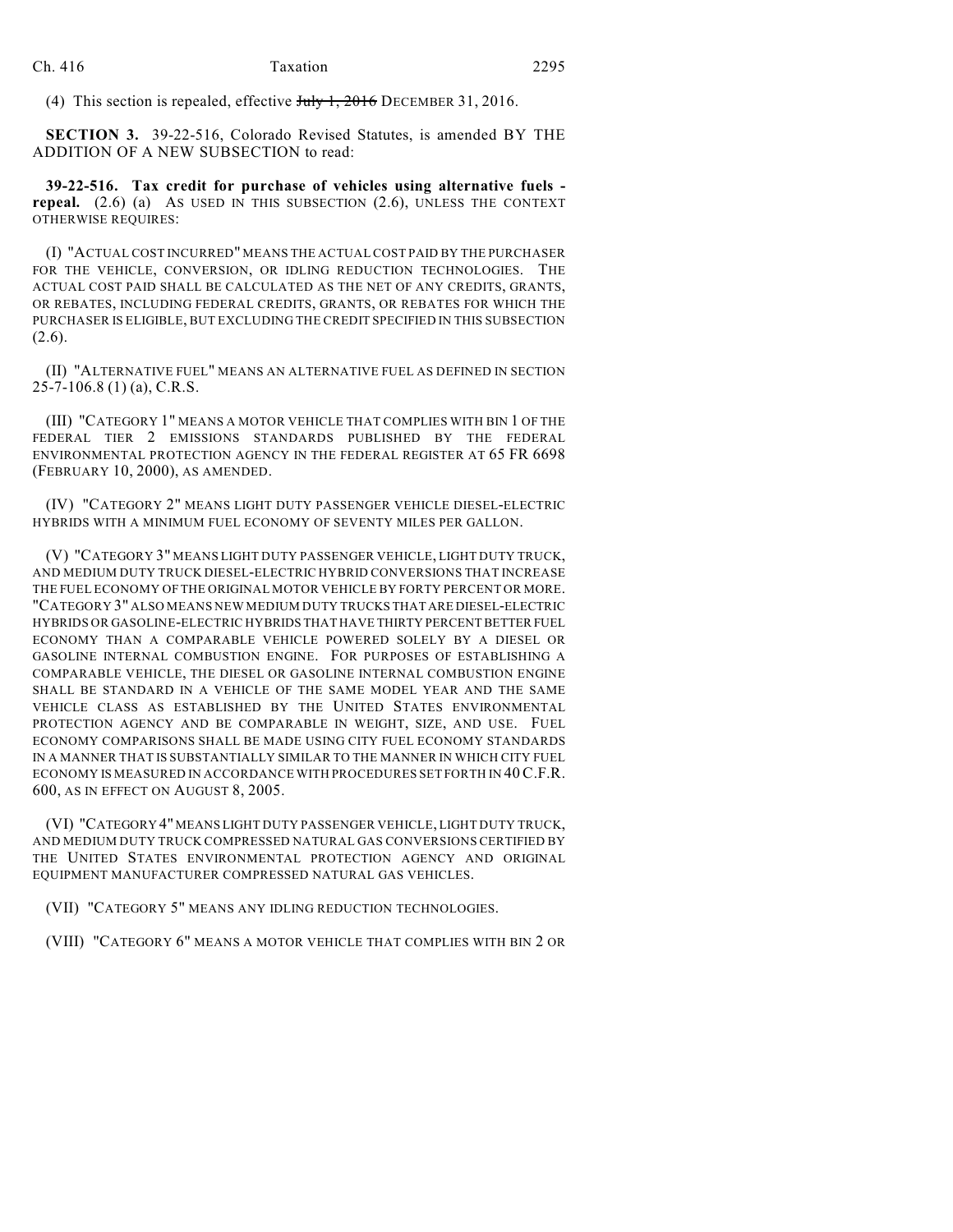(4) This section is repealed, effective ~~July 1, 2016~~ DECEMBER 31, 2016.

**SECTION 3.** 39-22-516, Colorado Revised Statutes, is amended BY THE ADDITION OF A NEW SUBSECTION to read:

**39-22-516. Tax credit for purchase of vehicles using alternative fuels - repeal.** (2.6) (a) AS USED IN THIS SUBSECTION (2.6), UNLESS THE CONTEXT OTHERWISE REQUIRES:

(I) "ACTUAL COST INCURRED" MEANS THE ACTUAL COST PAID BY THE PURCHASER FOR THE VEHICLE, CONVERSION, OR IDLING REDUCTION TECHNOLOGIES. THE ACTUAL COST PAID SHALL BE CALCULATED AS THE NET OF ANY CREDITS, GRANTS, OR REBATES, INCLUDING FEDERAL CREDITS, GRANTS, OR REBATES FOR WHICH THE PURCHASER IS ELIGIBLE, BUT EXCLUDING THE CREDIT SPECIFIED IN THIS SUBSECTION (2.6).

(II) "ALTERNATIVE FUEL" MEANS AN ALTERNATIVE FUEL AS DEFINED IN SECTION 25-7-106.8 (1) (a), C.R.S.

(III) "CATEGORY 1" MEANS A MOTOR VEHICLE THAT COMPLIES WITH BIN 1 OF THE FEDERAL TIER 2 EMISSIONS STANDARDS PUBLISHED BY THE FEDERAL ENVIRONMENTAL PROTECTION AGENCY IN THE FEDERAL REGISTER AT 65 FR 6698 (FEBRUARY 10, 2000), AS AMENDED.

(IV) "CATEGORY 2" MEANS LIGHT DUTY PASSENGER VEHICLE DIESEL-ELECTRIC HYBRIDS WITH A MINIMUM FUEL ECONOMY OF SEVENTY MILES PER GALLON.

(V) "CATEGORY 3" MEANS LIGHT DUTY PASSENGER VEHICLE, LIGHT DUTY TRUCK, AND MEDIUM DUTY TRUCK DIESEL-ELECTRIC HYBRID CONVERSIONS THAT INCREASE THE FUEL ECONOMY OF THE ORIGINAL MOTOR VEHICLE BY FORTY PERCENT OR MORE. "CATEGORY 3" ALSO MEANS NEW MEDIUM DUTY TRUCKS THAT ARE DIESEL-ELECTRIC HYBRIDS OR GASOLINE-ELECTRIC HYBRIDS THAT HAVE THIRTY PERCENT BETTER FUEL ECONOMY THAN A COMPARABLE VEHICLE POWERED SOLELY BY A DIESEL OR GASOLINE INTERNAL COMBUSTION ENGINE. FOR PURPOSES OF ESTABLISHING A COMPARABLE VEHICLE, THE DIESEL OR GASOLINE INTERNAL COMBUSTION ENGINE SHALL BE STANDARD IN A VEHICLE OF THE SAME MODEL YEAR AND THE SAME VEHICLE CLASS AS ESTABLISHED BY THE UNITED STATES ENVIRONMENTAL PROTECTION AGENCY AND BE COMPARABLE IN WEIGHT, SIZE, AND USE. FUEL ECONOMY COMPARISONS SHALL BE MADE USING CITY FUEL ECONOMY STANDARDS IN A MANNER THAT IS SUBSTANTIALLY SIMILAR TO THE MANNER IN WHICH CITY FUEL ECONOMY IS MEASURED IN ACCORDANCE WITH PROCEDURES SET FORTH IN 40 C.F.R. 600, AS IN EFFECT ON AUGUST 8, 2005.

(VI) "CATEGORY 4" MEANS LIGHT DUTY PASSENGER VEHICLE, LIGHT DUTY TRUCK, AND MEDIUM DUTY TRUCK COMPRESSED NATURAL GAS CONVERSIONS CERTIFIED BY THE UNITED STATES ENVIRONMENTAL PROTECTION AGENCY AND ORIGINAL EQUIPMENT MANUFACTURER COMPRESSED NATURAL GAS VEHICLES.

(VII) "CATEGORY 5" MEANS ANY IDLING REDUCTION TECHNOLOGIES.

(VIII) "CATEGORY 6" MEANS A MOTOR VEHICLE THAT COMPLIES WITH BIN 2 OR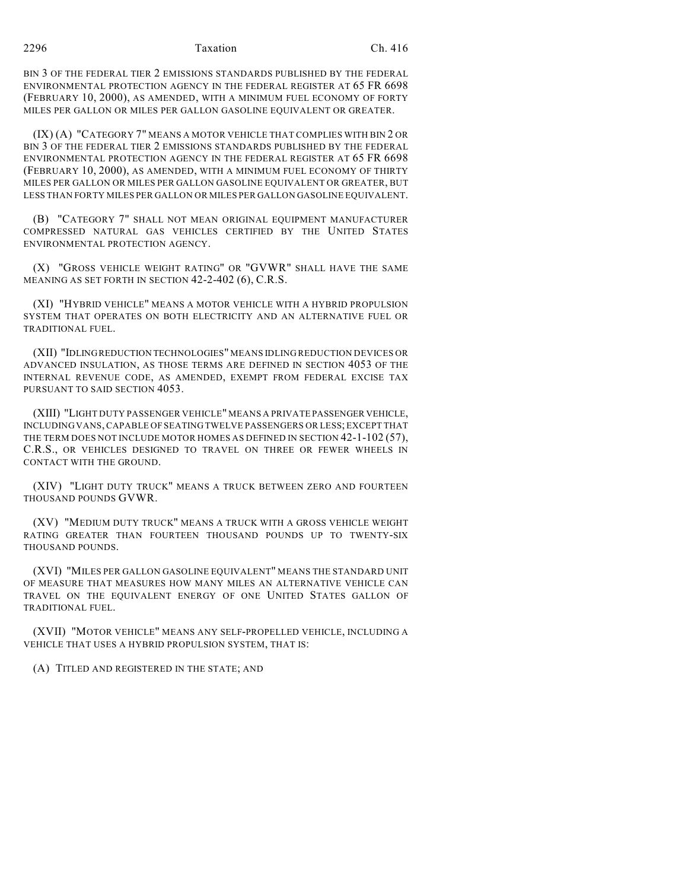BIN 3 OF THE FEDERAL TIER 2 EMISSIONS STANDARDS PUBLISHED BY THE FEDERAL ENVIRONMENTAL PROTECTION AGENCY IN THE FEDERAL REGISTER AT 65 FR 6698 (FEBRUARY 10, 2000), AS AMENDED, WITH A MINIMUM FUEL ECONOMY OF FORTY MILES PER GALLON OR MILES PER GALLON GASOLINE EQUIVALENT OR GREATER.

(IX) (A) "CATEGORY 7" MEANS A MOTOR VEHICLE THAT COMPLIES WITH BIN 2 OR BIN 3 OF THE FEDERAL TIER 2 EMISSIONS STANDARDS PUBLISHED BY THE FEDERAL ENVIRONMENTAL PROTECTION AGENCY IN THE FEDERAL REGISTER AT 65 FR 6698 (FEBRUARY 10, 2000), AS AMENDED, WITH A MINIMUM FUEL ECONOMY OF THIRTY MILES PER GALLON OR MILES PER GALLON GASOLINE EQUIVALENT OR GREATER, BUT LESS THAN FORTY MILES PER GALLON OR MILES PER GALLON GASOLINE EQUIVALENT.

(B) "CATEGORY 7" SHALL NOT MEAN ORIGINAL EQUIPMENT MANUFACTURER COMPRESSED NATURAL GAS VEHICLES CERTIFIED BY THE UNITED STATES ENVIRONMENTAL PROTECTION AGENCY.

(X) "GROSS VEHICLE WEIGHT RATING" OR "GVWR" SHALL HAVE THE SAME MEANING AS SET FORTH IN SECTION 42-2-402 (6), C.R.S.

(XI) "HYBRID VEHICLE" MEANS A MOTOR VEHICLE WITH A HYBRID PROPULSION SYSTEM THAT OPERATES ON BOTH ELECTRICITY AND AN ALTERNATIVE FUEL OR TRADITIONAL FUEL.

(XII) "IDLING REDUCTION TECHNOLOGIES" MEANS IDLING REDUCTION DEVICES OR ADVANCED INSULATION, AS THOSE TERMS ARE DEFINED IN SECTION 4053 OF THE INTERNAL REVENUE CODE, AS AMENDED, EXEMPT FROM FEDERAL EXCISE TAX PURSUANT TO SAID SECTION 4053.

(XIII) "LIGHT DUTY PASSENGER VEHICLE" MEANS A PRIVATE PASSENGER VEHICLE, INCLUDING VANS, CAPABLE OF SEATING TWELVE PASSENGERS OR LESS; EXCEPT THAT THE TERM DOES NOT INCLUDE MOTOR HOMES AS DEFINED IN SECTION 42-1-102 (57), C.R.S., OR VEHICLES DESIGNED TO TRAVEL ON THREE OR FEWER WHEELS IN CONTACT WITH THE GROUND.

(XIV) "LIGHT DUTY TRUCK" MEANS A TRUCK BETWEEN ZERO AND FOURTEEN THOUSAND POUNDS GVWR.

(XV) "MEDIUM DUTY TRUCK" MEANS A TRUCK WITH A GROSS VEHICLE WEIGHT RATING GREATER THAN FOURTEEN THOUSAND POUNDS UP TO TWENTY-SIX THOUSAND POUNDS.

(XVI) "MILES PER GALLON GASOLINE EQUIVALENT" MEANS THE STANDARD UNIT OF MEASURE THAT MEASURES HOW MANY MILES AN ALTERNATIVE VEHICLE CAN TRAVEL ON THE EQUIVALENT ENERGY OF ONE UNITED STATES GALLON OF TRADITIONAL FUEL.

(XVII) "MOTOR VEHICLE" MEANS ANY SELF-PROPELLED VEHICLE, INCLUDING A VEHICLE THAT USES A HYBRID PROPULSION SYSTEM, THAT IS:

(A) TITLED AND REGISTERED IN THE STATE; AND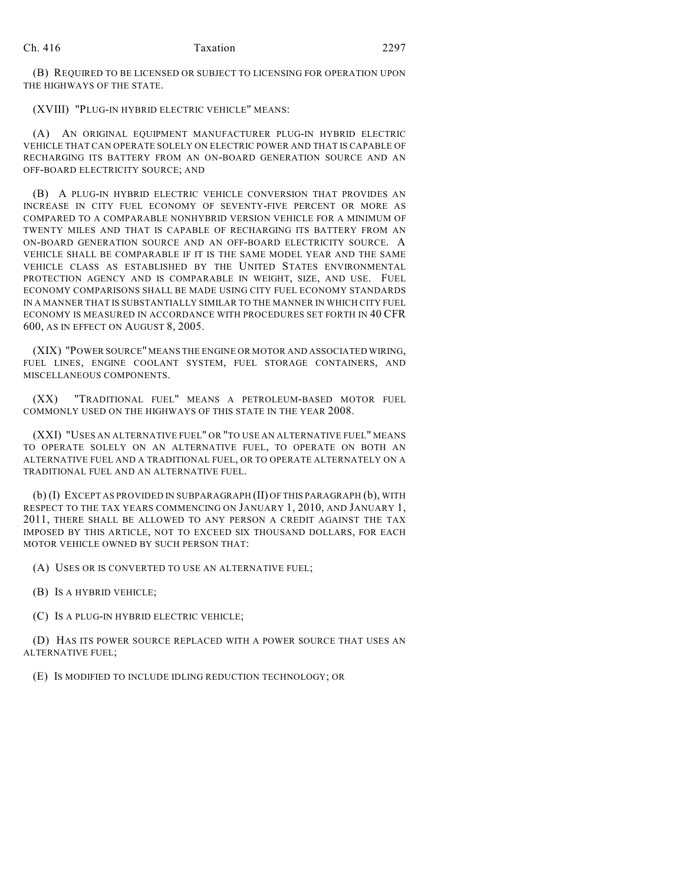(B) REQUIRED TO BE LICENSED OR SUBJECT TO LICENSING FOR OPERATION UPON THE HIGHWAYS OF THE STATE.

(XVIII) "PLUG-IN HYBRID ELECTRIC VEHICLE" MEANS:

(A) AN ORIGINAL EQUIPMENT MANUFACTURER PLUG-IN HYBRID ELECTRIC VEHICLE THAT CAN OPERATE SOLELY ON ELECTRIC POWER AND THAT IS CAPABLE OF RECHARGING ITS BATTERY FROM AN ON-BOARD GENERATION SOURCE AND AN OFF-BOARD ELECTRICITY SOURCE; AND

(B) A PLUG-IN HYBRID ELECTRIC VEHICLE CONVERSION THAT PROVIDES AN INCREASE IN CITY FUEL ECONOMY OF SEVENTY-FIVE PERCENT OR MORE AS COMPARED TO A COMPARABLE NONHYBRID VERSION VEHICLE FOR A MINIMUM OF TWENTY MILES AND THAT IS CAPABLE OF RECHARGING ITS BATTERY FROM AN ON-BOARD GENERATION SOURCE AND AN OFF-BOARD ELECTRICITY SOURCE. A VEHICLE SHALL BE COMPARABLE IF IT IS THE SAME MODEL YEAR AND THE SAME VEHICLE CLASS AS ESTABLISHED BY THE UNITED STATES ENVIRONMENTAL PROTECTION AGENCY AND IS COMPARABLE IN WEIGHT, SIZE, AND USE. FUEL ECONOMY COMPARISONS SHALL BE MADE USING CITY FUEL ECONOMY STANDARDS IN A MANNER THAT IS SUBSTANTIALLY SIMILAR TO THE MANNER IN WHICH CITY FUEL ECONOMY IS MEASURED IN ACCORDANCE WITH PROCEDURES SET FORTH IN 40 CFR 600, AS IN EFFECT ON AUGUST 8, 2005.

(XIX) "POWER SOURCE" MEANS THE ENGINE OR MOTOR AND ASSOCIATED WIRING, FUEL LINES, ENGINE COOLANT SYSTEM, FUEL STORAGE CONTAINERS, AND MISCELLANEOUS COMPONENTS.

(XX) "TRADITIONAL FUEL" MEANS A PETROLEUM-BASED MOTOR FUEL COMMONLY USED ON THE HIGHWAYS OF THIS STATE IN THE YEAR 2008.

(XXI) "USES AN ALTERNATIVE FUEL" OR "TO USE AN ALTERNATIVE FUEL" MEANS TO OPERATE SOLELY ON AN ALTERNATIVE FUEL, TO OPERATE ON BOTH AN ALTERNATIVE FUEL AND A TRADITIONAL FUEL, OR TO OPERATE ALTERNATELY ON A TRADITIONAL FUEL AND AN ALTERNATIVE FUEL.

(b) (I) EXCEPT AS PROVIDED IN SUBPARAGRAPH (II) OF THIS PARAGRAPH (b), WITH RESPECT TO THE TAX YEARS COMMENCING ON JANUARY 1, 2010, AND JANUARY 1, 2011, THERE SHALL BE ALLOWED TO ANY PERSON A CREDIT AGAINST THE TAX IMPOSED BY THIS ARTICLE, NOT TO EXCEED SIX THOUSAND DOLLARS, FOR EACH MOTOR VEHICLE OWNED BY SUCH PERSON THAT:

(A) USES OR IS CONVERTED TO USE AN ALTERNATIVE FUEL;

(B) IS A HYBRID VEHICLE;

(C) IS A PLUG-IN HYBRID ELECTRIC VEHICLE;

(D) HAS ITS POWER SOURCE REPLACED WITH A POWER SOURCE THAT USES AN ALTERNATIVE FUEL;

(E) IS MODIFIED TO INCLUDE IDLING REDUCTION TECHNOLOGY; OR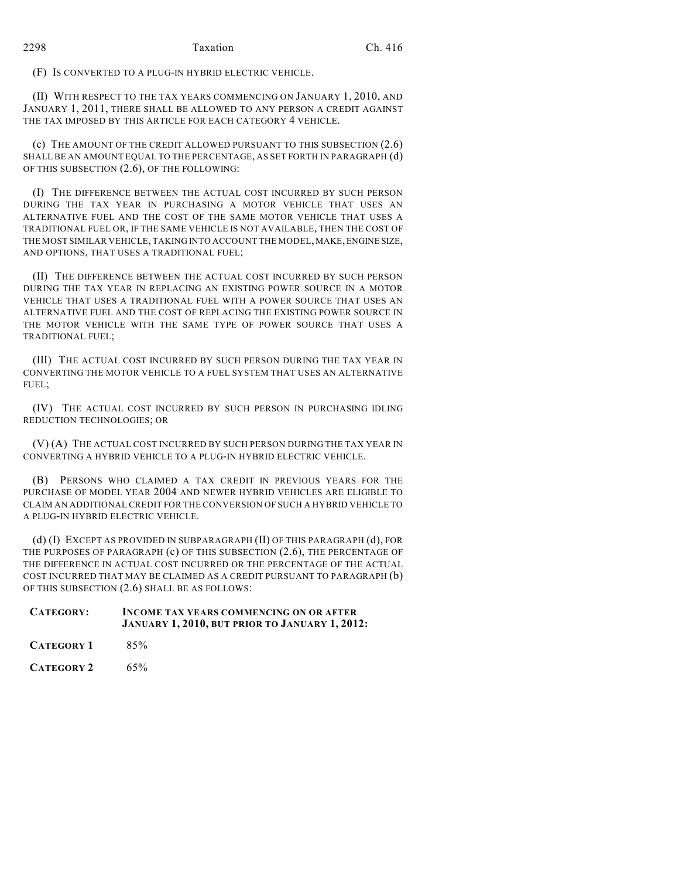(F) IS CONVERTED TO A PLUG-IN HYBRID ELECTRIC VEHICLE.

(II) WITH RESPECT TO THE TAX YEARS COMMENCING ON JANUARY 1, 2010, AND JANUARY 1, 2011, THERE SHALL BE ALLOWED TO ANY PERSON A CREDIT AGAINST THE TAX IMPOSED BY THIS ARTICLE FOR EACH CATEGORY 4 VEHICLE.

(c) THE AMOUNT OF THE CREDIT ALLOWED PURSUANT TO THIS SUBSECTION (2.6) SHALL BE AN AMOUNT EQUAL TO THE PERCENTAGE, AS SET FORTH IN PARAGRAPH (d) OF THIS SUBSECTION (2.6), OF THE FOLLOWING:

(I) THE DIFFERENCE BETWEEN THE ACTUAL COST INCURRED BY SUCH PERSON DURING THE TAX YEAR IN PURCHASING A MOTOR VEHICLE THAT USES AN ALTERNATIVE FUEL AND THE COST OF THE SAME MOTOR VEHICLE THAT USES A TRADITIONAL FUEL OR, IF THE SAME VEHICLE IS NOT AVAILABLE, THEN THE COST OF THE MOST SIMILAR VEHICLE, TAKING INTO ACCOUNT THE MODEL, MAKE, ENGINE SIZE, AND OPTIONS, THAT USES A TRADITIONAL FUEL;

(II) THE DIFFERENCE BETWEEN THE ACTUAL COST INCURRED BY SUCH PERSON DURING THE TAX YEAR IN REPLACING AN EXISTING POWER SOURCE IN A MOTOR VEHICLE THAT USES A TRADITIONAL FUEL WITH A POWER SOURCE THAT USES AN ALTERNATIVE FUEL AND THE COST OF REPLACING THE EXISTING POWER SOURCE IN THE MOTOR VEHICLE WITH THE SAME TYPE OF POWER SOURCE THAT USES A TRADITIONAL FUEL;

(III) THE ACTUAL COST INCURRED BY SUCH PERSON DURING THE TAX YEAR IN CONVERTING THE MOTOR VEHICLE TO A FUEL SYSTEM THAT USES AN ALTERNATIVE FUEL;

(IV) THE ACTUAL COST INCURRED BY SUCH PERSON IN PURCHASING IDLING REDUCTION TECHNOLOGIES; OR

(V) (A) THE ACTUAL COST INCURRED BY SUCH PERSON DURING THE TAX YEAR IN CONVERTING A HYBRID VEHICLE TO A PLUG-IN HYBRID ELECTRIC VEHICLE.

(B) PERSONS WHO CLAIMED A TAX CREDIT IN PREVIOUS YEARS FOR THE PURCHASE OF MODEL YEAR 2004 AND NEWER HYBRID VEHICLES ARE ELIGIBLE TO CLAIM AN ADDITIONAL CREDIT FOR THE CONVERSION OF SUCH A HYBRID VEHICLE TO A PLUG-IN HYBRID ELECTRIC VEHICLE.

(d) (I) EXCEPT AS PROVIDED IN SUBPARAGRAPH (II) OF THIS PARAGRAPH (d), FOR THE PURPOSES OF PARAGRAPH (c) OF THIS SUBSECTION (2.6), THE PERCENTAGE OF THE DIFFERENCE IN ACTUAL COST INCURRED OR THE PERCENTAGE OF THE ACTUAL COST INCURRED THAT MAY BE CLAIMED AS A CREDIT PURSUANT TO PARAGRAPH (b) OF THIS SUBSECTION (2.6) SHALL BE AS FOLLOWS:

| **CATEGORY:** | **INCOME TAX YEARS COMMENCING ON OR AFTER JANUARY 1, 2010, BUT PRIOR TO JANUARY 1, 2012:** |
|---|---|
| **CATEGORY 1** | 85% |
| **CATEGORY 2** | 65% |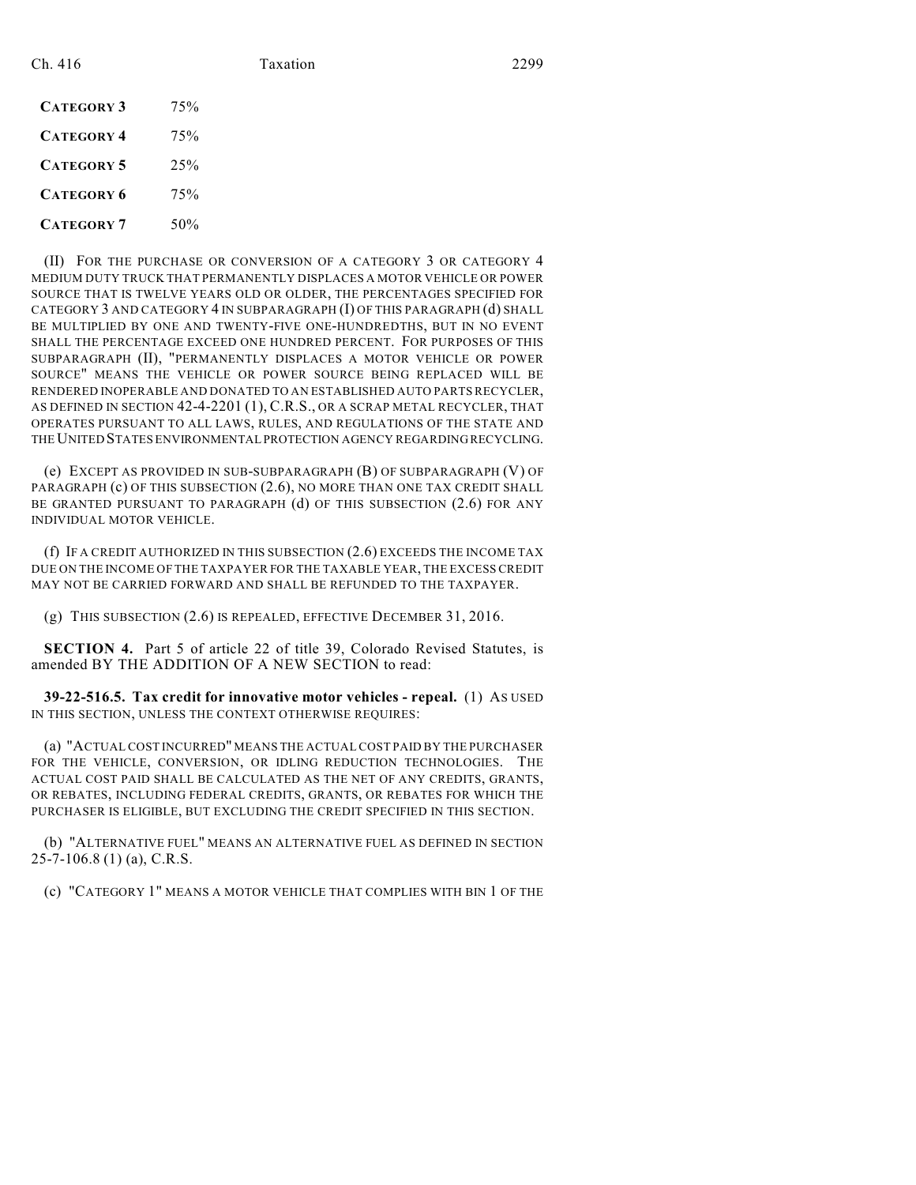| | |
|---|---|
| CATEGORY 3 | 75% |
| CATEGORY 4 | 75% |
| CATEGORY 5 | 25% |
| CATEGORY 6 | 75% |
| CATEGORY 7 | 50% |

(II) FOR THE PURCHASE OR CONVERSION OF A CATEGORY 3 OR CATEGORY 4 MEDIUM DUTY TRUCK THAT PERMANENTLY DISPLACES A MOTOR VEHICLE OR POWER SOURCE THAT IS TWELVE YEARS OLD OR OLDER, THE PERCENTAGES SPECIFIED FOR CATEGORY 3 AND CATEGORY 4 IN SUBPARAGRAPH (I) OF THIS PARAGRAPH (d) SHALL BE MULTIPLIED BY ONE AND TWENTY-FIVE ONE-HUNDREDTHS, BUT IN NO EVENT SHALL THE PERCENTAGE EXCEED ONE HUNDRED PERCENT. FOR PURPOSES OF THIS SUBPARAGRAPH (II), "PERMANENTLY DISPLACES A MOTOR VEHICLE OR POWER SOURCE" MEANS THE VEHICLE OR POWER SOURCE BEING REPLACED WILL BE RENDERED INOPERABLE AND DONATED TO AN ESTABLISHED AUTO PARTS RECYCLER, AS DEFINED IN SECTION 42-4-2201 (1), C.R.S., OR A SCRAP METAL RECYCLER, THAT OPERATES PURSUANT TO ALL LAWS, RULES, AND REGULATIONS OF THE STATE AND THE UNITED STATES ENVIRONMENTAL PROTECTION AGENCY REGARDING RECYCLING.

(e) EXCEPT AS PROVIDED IN SUB-SUBPARAGRAPH (B) OF SUBPARAGRAPH (V) OF PARAGRAPH (c) OF THIS SUBSECTION (2.6), NO MORE THAN ONE TAX CREDIT SHALL BE GRANTED PURSUANT TO PARAGRAPH (d) OF THIS SUBSECTION (2.6) FOR ANY INDIVIDUAL MOTOR VEHICLE.

(f) IF A CREDIT AUTHORIZED IN THIS SUBSECTION (2.6) EXCEEDS THE INCOME TAX DUE ON THE INCOME OF THE TAXPAYER FOR THE TAXABLE YEAR, THE EXCESS CREDIT MAY NOT BE CARRIED FORWARD AND SHALL BE REFUNDED TO THE TAXPAYER.

(g) THIS SUBSECTION (2.6) IS REPEALED, EFFECTIVE DECEMBER 31, 2016.

**SECTION 4.** Part 5 of article 22 of title 39, Colorado Revised Statutes, is amended BY THE ADDITION OF A NEW SECTION to read:

**39-22-516.5. Tax credit for innovative motor vehicles - repeal.** (1) AS USED IN THIS SECTION, UNLESS THE CONTEXT OTHERWISE REQUIRES:

(a) "ACTUAL COST INCURRED" MEANS THE ACTUAL COST PAID BY THE PURCHASER FOR THE VEHICLE, CONVERSION, OR IDLING REDUCTION TECHNOLOGIES. THE ACTUAL COST PAID SHALL BE CALCULATED AS THE NET OF ANY CREDITS, GRANTS, OR REBATES, INCLUDING FEDERAL CREDITS, GRANTS, OR REBATES FOR WHICH THE PURCHASER IS ELIGIBLE, BUT EXCLUDING THE CREDIT SPECIFIED IN THIS SECTION.

(b) "ALTERNATIVE FUEL" MEANS AN ALTERNATIVE FUEL AS DEFINED IN SECTION 25-7-106.8 (1) (a), C.R.S.

(c) "CATEGORY 1" MEANS A MOTOR VEHICLE THAT COMPLIES WITH BIN 1 OF THE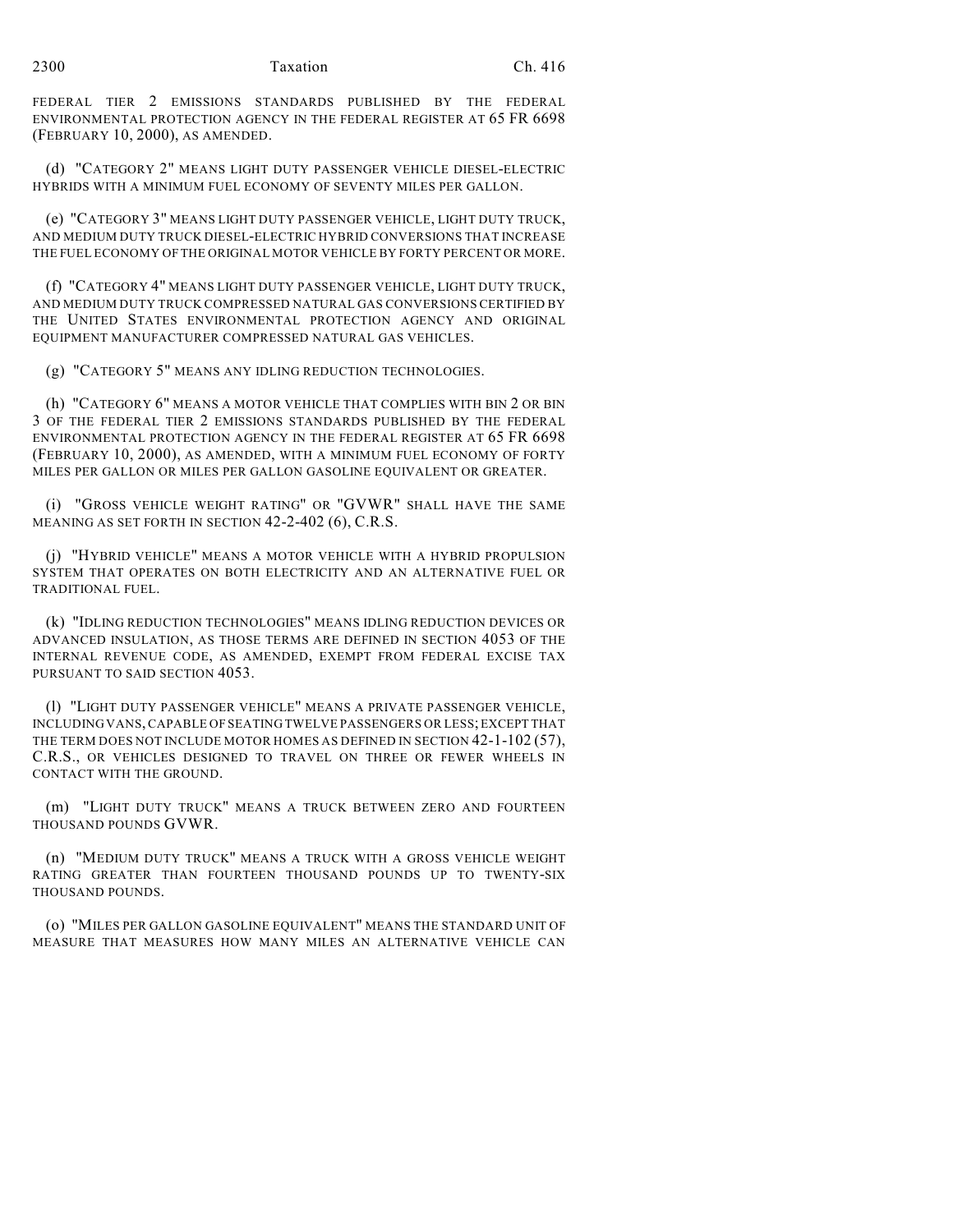FEDERAL TIER 2 EMISSIONS STANDARDS PUBLISHED BY THE FEDERAL ENVIRONMENTAL PROTECTION AGENCY IN THE FEDERAL REGISTER AT 65 FR 6698 (FEBRUARY 10, 2000), AS AMENDED.

(d) "CATEGORY 2" MEANS LIGHT DUTY PASSENGER VEHICLE DIESEL-ELECTRIC HYBRIDS WITH A MINIMUM FUEL ECONOMY OF SEVENTY MILES PER GALLON.

(e) "CATEGORY 3" MEANS LIGHT DUTY PASSENGER VEHICLE, LIGHT DUTY TRUCK, AND MEDIUM DUTY TRUCK DIESEL-ELECTRIC HYBRID CONVERSIONS THAT INCREASE THE FUEL ECONOMY OF THE ORIGINAL MOTOR VEHICLE BY FORTY PERCENT OR MORE.

(f) "CATEGORY 4" MEANS LIGHT DUTY PASSENGER VEHICLE, LIGHT DUTY TRUCK, AND MEDIUM DUTY TRUCK COMPRESSED NATURAL GAS CONVERSIONS CERTIFIED BY THE UNITED STATES ENVIRONMENTAL PROTECTION AGENCY AND ORIGINAL EQUIPMENT MANUFACTURER COMPRESSED NATURAL GAS VEHICLES.

(g) "CATEGORY 5" MEANS ANY IDLING REDUCTION TECHNOLOGIES.

(h) "CATEGORY 6" MEANS A MOTOR VEHICLE THAT COMPLIES WITH BIN 2 OR BIN 3 OF THE FEDERAL TIER 2 EMISSIONS STANDARDS PUBLISHED BY THE FEDERAL ENVIRONMENTAL PROTECTION AGENCY IN THE FEDERAL REGISTER AT 65 FR 6698 (FEBRUARY 10, 2000), AS AMENDED, WITH A MINIMUM FUEL ECONOMY OF FORTY MILES PER GALLON OR MILES PER GALLON GASOLINE EQUIVALENT OR GREATER.

(i) "GROSS VEHICLE WEIGHT RATING" OR "GVWR" SHALL HAVE THE SAME MEANING AS SET FORTH IN SECTION 42-2-402 (6), C.R.S.

(j) "HYBRID VEHICLE" MEANS A MOTOR VEHICLE WITH A HYBRID PROPULSION SYSTEM THAT OPERATES ON BOTH ELECTRICITY AND AN ALTERNATIVE FUEL OR TRADITIONAL FUEL.

(k) "IDLING REDUCTION TECHNOLOGIES" MEANS IDLING REDUCTION DEVICES OR ADVANCED INSULATION, AS THOSE TERMS ARE DEFINED IN SECTION 4053 OF THE INTERNAL REVENUE CODE, AS AMENDED, EXEMPT FROM FEDERAL EXCISE TAX PURSUANT TO SAID SECTION 4053.

(l) "LIGHT DUTY PASSENGER VEHICLE" MEANS A PRIVATE PASSENGER VEHICLE, INCLUDING VANS, CAPABLE OF SEATING TWELVE PASSENGERS OR LESS; EXCEPT THAT THE TERM DOES NOT INCLUDE MOTOR HOMES AS DEFINED IN SECTION 42-1-102 (57), C.R.S., OR VEHICLES DESIGNED TO TRAVEL ON THREE OR FEWER WHEELS IN CONTACT WITH THE GROUND.

(m) "LIGHT DUTY TRUCK" MEANS A TRUCK BETWEEN ZERO AND FOURTEEN THOUSAND POUNDS GVWR.

(n) "MEDIUM DUTY TRUCK" MEANS A TRUCK WITH A GROSS VEHICLE WEIGHT RATING GREATER THAN FOURTEEN THOUSAND POUNDS UP TO TWENTY-SIX THOUSAND POUNDS.

(o) "MILES PER GALLON GASOLINE EQUIVALENT" MEANS THE STANDARD UNIT OF MEASURE THAT MEASURES HOW MANY MILES AN ALTERNATIVE VEHICLE CAN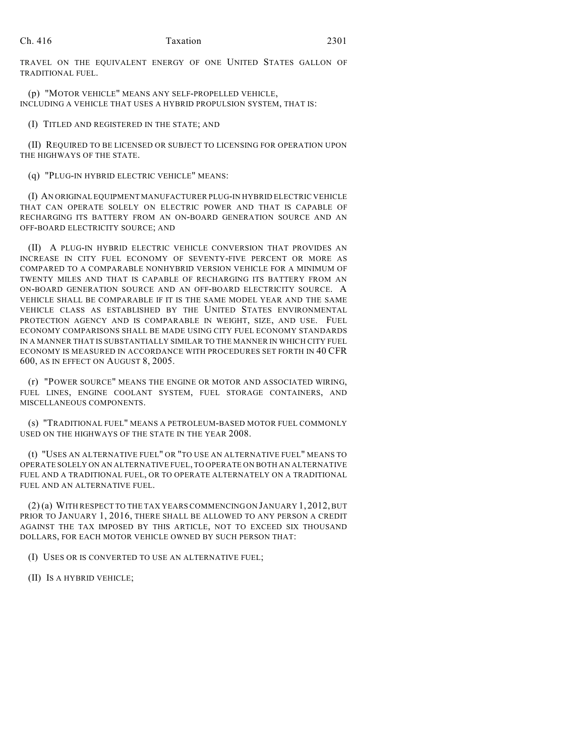TRAVEL ON THE EQUIVALENT ENERGY OF ONE UNITED STATES GALLON OF TRADITIONAL FUEL.

(p) "MOTOR VEHICLE" MEANS ANY SELF-PROPELLED VEHICLE, INCLUDING A VEHICLE THAT USES A HYBRID PROPULSION SYSTEM, THAT IS:

(I) TITLED AND REGISTERED IN THE STATE; AND

(II) REQUIRED TO BE LICENSED OR SUBJECT TO LICENSING FOR OPERATION UPON THE HIGHWAYS OF THE STATE.

(q) "PLUG-IN HYBRID ELECTRIC VEHICLE" MEANS:

(I) AN ORIGINAL EQUIPMENT MANUFACTURER PLUG-IN HYBRID ELECTRIC VEHICLE THAT CAN OPERATE SOLELY ON ELECTRIC POWER AND THAT IS CAPABLE OF RECHARGING ITS BATTERY FROM AN ON-BOARD GENERATION SOURCE AND AN OFF-BOARD ELECTRICITY SOURCE; AND

(II) A PLUG-IN HYBRID ELECTRIC VEHICLE CONVERSION THAT PROVIDES AN INCREASE IN CITY FUEL ECONOMY OF SEVENTY-FIVE PERCENT OR MORE AS COMPARED TO A COMPARABLE NONHYBRID VERSION VEHICLE FOR A MINIMUM OF TWENTY MILES AND THAT IS CAPABLE OF RECHARGING ITS BATTERY FROM AN ON-BOARD GENERATION SOURCE AND AN OFF-BOARD ELECTRICITY SOURCE. A VEHICLE SHALL BE COMPARABLE IF IT IS THE SAME MODEL YEAR AND THE SAME VEHICLE CLASS AS ESTABLISHED BY THE UNITED STATES ENVIRONMENTAL PROTECTION AGENCY AND IS COMPARABLE IN WEIGHT, SIZE, AND USE. FUEL ECONOMY COMPARISONS SHALL BE MADE USING CITY FUEL ECONOMY STANDARDS IN A MANNER THAT IS SUBSTANTIALLY SIMILAR TO THE MANNER IN WHICH CITY FUEL ECONOMY IS MEASURED IN ACCORDANCE WITH PROCEDURES SET FORTH IN 40 CFR 600, AS IN EFFECT ON AUGUST 8, 2005.

(r) "POWER SOURCE" MEANS THE ENGINE OR MOTOR AND ASSOCIATED WIRING, FUEL LINES, ENGINE COOLANT SYSTEM, FUEL STORAGE CONTAINERS, AND MISCELLANEOUS COMPONENTS.

(s) "TRADITIONAL FUEL" MEANS A PETROLEUM-BASED MOTOR FUEL COMMONLY USED ON THE HIGHWAYS OF THE STATE IN THE YEAR 2008.

(t) "USES AN ALTERNATIVE FUEL" OR "TO USE AN ALTERNATIVE FUEL" MEANS TO OPERATE SOLELY ON AN ALTERNATIVE FUEL, TO OPERATE ON BOTH AN ALTERNATIVE FUEL AND A TRADITIONAL FUEL, OR TO OPERATE ALTERNATELY ON A TRADITIONAL FUEL AND AN ALTERNATIVE FUEL.

(2) (a) WITH RESPECT TO THE TAX YEARS COMMENCING ON JANUARY 1, 2012, BUT PRIOR TO JANUARY 1, 2016, THERE SHALL BE ALLOWED TO ANY PERSON A CREDIT AGAINST THE TAX IMPOSED BY THIS ARTICLE, NOT TO EXCEED SIX THOUSAND DOLLARS, FOR EACH MOTOR VEHICLE OWNED BY SUCH PERSON THAT:

(I) USES OR IS CONVERTED TO USE AN ALTERNATIVE FUEL;

(II) IS A HYBRID VEHICLE;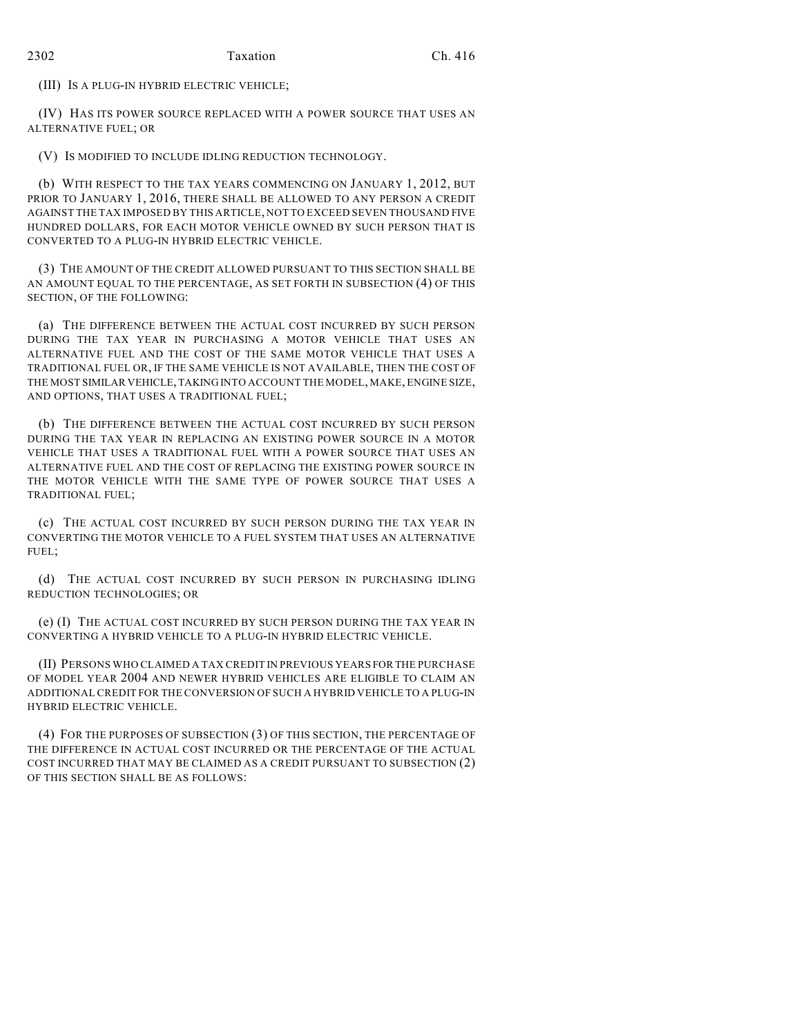(III) IS A PLUG-IN HYBRID ELECTRIC VEHICLE;

(IV) HAS ITS POWER SOURCE REPLACED WITH A POWER SOURCE THAT USES AN ALTERNATIVE FUEL; OR

(V) IS MODIFIED TO INCLUDE IDLING REDUCTION TECHNOLOGY.

(b) WITH RESPECT TO THE TAX YEARS COMMENCING ON JANUARY 1, 2012, BUT PRIOR TO JANUARY 1, 2016, THERE SHALL BE ALLOWED TO ANY PERSON A CREDIT AGAINST THE TAX IMPOSED BY THIS ARTICLE, NOT TO EXCEED SEVEN THOUSAND FIVE HUNDRED DOLLARS, FOR EACH MOTOR VEHICLE OWNED BY SUCH PERSON THAT IS CONVERTED TO A PLUG-IN HYBRID ELECTRIC VEHICLE.

(3) THE AMOUNT OF THE CREDIT ALLOWED PURSUANT TO THIS SECTION SHALL BE AN AMOUNT EQUAL TO THE PERCENTAGE, AS SET FORTH IN SUBSECTION (4) OF THIS SECTION, OF THE FOLLOWING:

(a) THE DIFFERENCE BETWEEN THE ACTUAL COST INCURRED BY SUCH PERSON DURING THE TAX YEAR IN PURCHASING A MOTOR VEHICLE THAT USES AN ALTERNATIVE FUEL AND THE COST OF THE SAME MOTOR VEHICLE THAT USES A TRADITIONAL FUEL OR, IF THE SAME VEHICLE IS NOT AVAILABLE, THEN THE COST OF THE MOST SIMILAR VEHICLE, TAKING INTO ACCOUNT THE MODEL, MAKE, ENGINE SIZE, AND OPTIONS, THAT USES A TRADITIONAL FUEL;

(b) THE DIFFERENCE BETWEEN THE ACTUAL COST INCURRED BY SUCH PERSON DURING THE TAX YEAR IN REPLACING AN EXISTING POWER SOURCE IN A MOTOR VEHICLE THAT USES A TRADITIONAL FUEL WITH A POWER SOURCE THAT USES AN ALTERNATIVE FUEL AND THE COST OF REPLACING THE EXISTING POWER SOURCE IN THE MOTOR VEHICLE WITH THE SAME TYPE OF POWER SOURCE THAT USES A TRADITIONAL FUEL;

(c) THE ACTUAL COST INCURRED BY SUCH PERSON DURING THE TAX YEAR IN CONVERTING THE MOTOR VEHICLE TO A FUEL SYSTEM THAT USES AN ALTERNATIVE FUEL;

(d) THE ACTUAL COST INCURRED BY SUCH PERSON IN PURCHASING IDLING REDUCTION TECHNOLOGIES; OR

(e) (I) THE ACTUAL COST INCURRED BY SUCH PERSON DURING THE TAX YEAR IN CONVERTING A HYBRID VEHICLE TO A PLUG-IN HYBRID ELECTRIC VEHICLE.

(II) PERSONS WHO CLAIMED A TAX CREDIT IN PREVIOUS YEARS FOR THE PURCHASE OF MODEL YEAR 2004 AND NEWER HYBRID VEHICLES ARE ELIGIBLE TO CLAIM AN ADDITIONAL CREDIT FOR THE CONVERSION OF SUCH A HYBRID VEHICLE TO A PLUG-IN HYBRID ELECTRIC VEHICLE.

(4) FOR THE PURPOSES OF SUBSECTION (3) OF THIS SECTION, THE PERCENTAGE OF THE DIFFERENCE IN ACTUAL COST INCURRED OR THE PERCENTAGE OF THE ACTUAL COST INCURRED THAT MAY BE CLAIMED AS A CREDIT PURSUANT TO SUBSECTION (2) OF THIS SECTION SHALL BE AS FOLLOWS: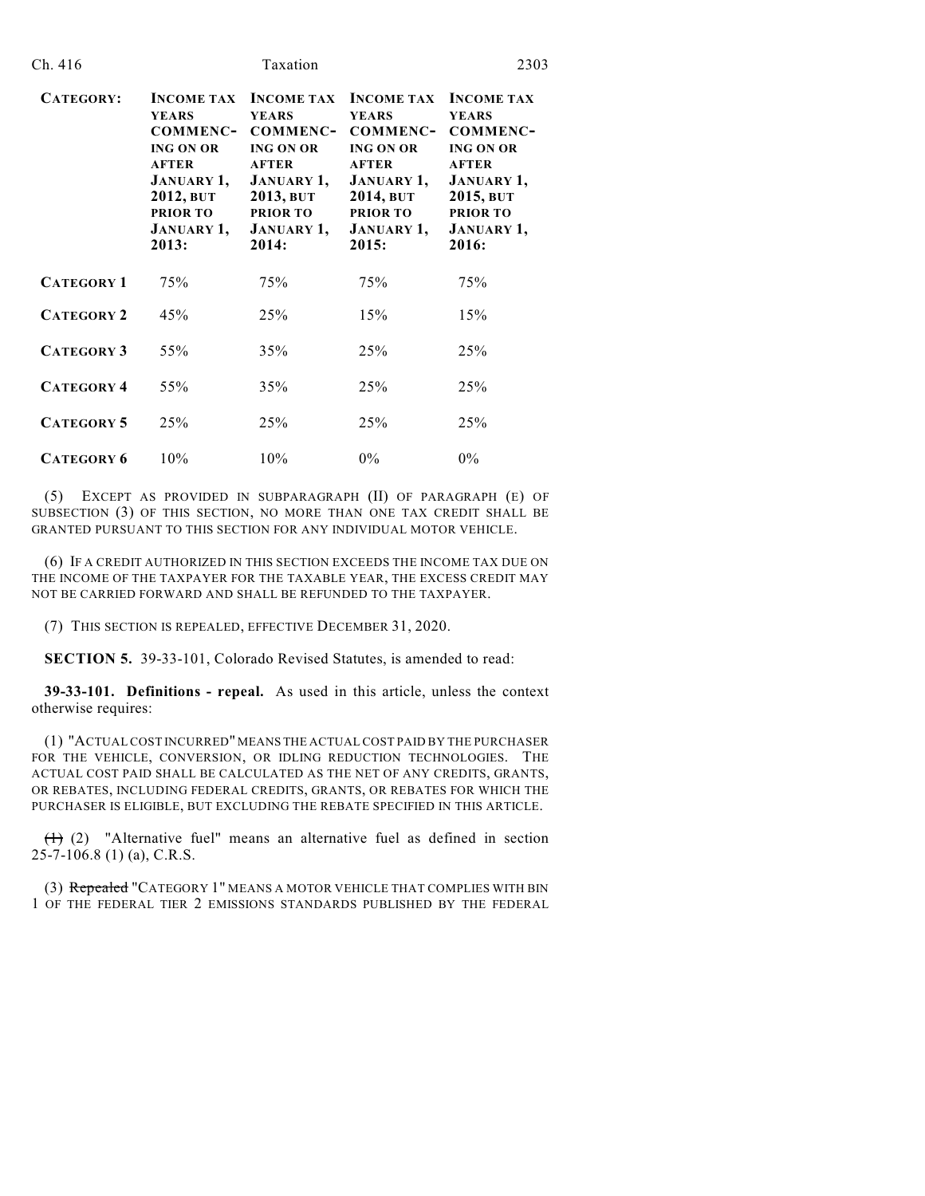| CATEGORY: | INCOME TAX YEARS COMMENCING ON OR AFTER JANUARY 1, 2012, BUT PRIOR TO JANUARY 1, 2013: | INCOME TAX YEARS COMMENCING ON OR AFTER JANUARY 1, 2013, BUT PRIOR TO JANUARY 1, 2014: | INCOME TAX YEARS COMMENCING ON OR AFTER JANUARY 1, 2014, BUT PRIOR TO JANUARY 1, 2015: | INCOME TAX YEARS COMMENCING ON OR AFTER JANUARY 1, 2015, BUT PRIOR TO JANUARY 1, 2016: |
|---|---|---|---|---|
| CATEGORY 1 | 75% | 75% | 75% | 75% |
| CATEGORY 2 | 45% | 25% | 15% | 15% |
| CATEGORY 3 | 55% | 35% | 25% | 25% |
| CATEGORY 4 | 55% | 35% | 25% | 25% |
| CATEGORY 5 | 25% | 25% | 25% | 25% |
| CATEGORY 6 | 10% | 10% | 0% | 0% |

(5) EXCEPT AS PROVIDED IN SUBPARAGRAPH (II) OF PARAGRAPH (E) OF SUBSECTION (3) OF THIS SECTION, NO MORE THAN ONE TAX CREDIT SHALL BE GRANTED PURSUANT TO THIS SECTION FOR ANY INDIVIDUAL MOTOR VEHICLE.

(6) IF A CREDIT AUTHORIZED IN THIS SECTION EXCEEDS THE INCOME TAX DUE ON THE INCOME OF THE TAXPAYER FOR THE TAXABLE YEAR, THE EXCESS CREDIT MAY NOT BE CARRIED FORWARD AND SHALL BE REFUNDED TO THE TAXPAYER.

(7) THIS SECTION IS REPEALED, EFFECTIVE DECEMBER 31, 2020.

**SECTION 5.** 39-33-101, Colorado Revised Statutes, is amended to read:

**39-33-101. Definitions - repeal.** As used in this article, unless the context otherwise requires:

(1) "ACTUAL COST INCURRED" MEANS THE ACTUAL COST PAID BY THE PURCHASER FOR THE VEHICLE, CONVERSION, OR IDLING REDUCTION TECHNOLOGIES. THE ACTUAL COST PAID SHALL BE CALCULATED AS THE NET OF ANY CREDITS, GRANTS, OR REBATES, INCLUDING FEDERAL CREDITS, GRANTS, OR REBATES FOR WHICH THE PURCHASER IS ELIGIBLE, BUT EXCLUDING THE REBATE SPECIFIED IN THIS ARTICLE.

~~(1)~~ (2) "Alternative fuel" means an alternative fuel as defined in section 25-7-106.8 (1) (a), C.R.S.

(3) ~~Repealed~~ "CATEGORY 1" MEANS A MOTOR VEHICLE THAT COMPLIES WITH BIN 1 OF THE FEDERAL TIER 2 EMISSIONS STANDARDS PUBLISHED BY THE FEDERAL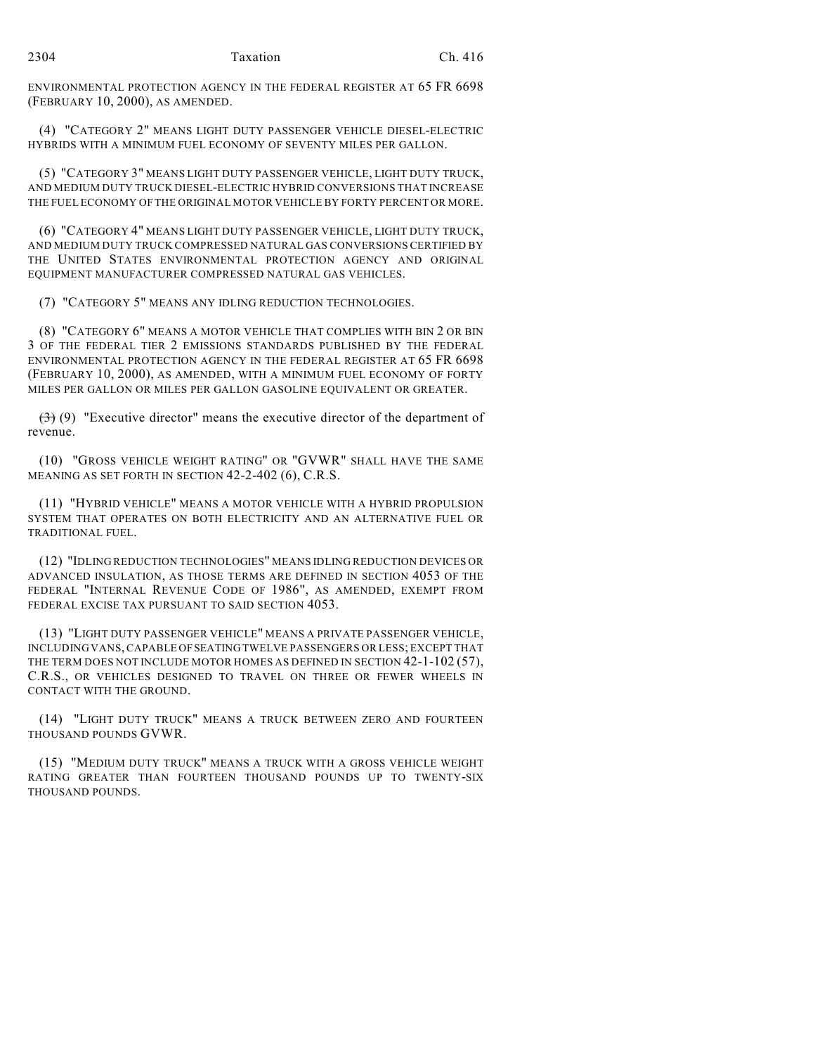ENVIRONMENTAL PROTECTION AGENCY IN THE FEDERAL REGISTER AT 65 FR 6698 (FEBRUARY 10, 2000), AS AMENDED.

(4) "CATEGORY 2" MEANS LIGHT DUTY PASSENGER VEHICLE DIESEL-ELECTRIC HYBRIDS WITH A MINIMUM FUEL ECONOMY OF SEVENTY MILES PER GALLON.

(5) "CATEGORY 3" MEANS LIGHT DUTY PASSENGER VEHICLE, LIGHT DUTY TRUCK, AND MEDIUM DUTY TRUCK DIESEL-ELECTRIC HYBRID CONVERSIONS THAT INCREASE THE FUEL ECONOMY OF THE ORIGINAL MOTOR VEHICLE BY FORTY PERCENT OR MORE.

(6) "CATEGORY 4" MEANS LIGHT DUTY PASSENGER VEHICLE, LIGHT DUTY TRUCK, AND MEDIUM DUTY TRUCK COMPRESSED NATURAL GAS CONVERSIONS CERTIFIED BY THE UNITED STATES ENVIRONMENTAL PROTECTION AGENCY AND ORIGINAL EQUIPMENT MANUFACTURER COMPRESSED NATURAL GAS VEHICLES.

(7) "CATEGORY 5" MEANS ANY IDLING REDUCTION TECHNOLOGIES.

(8) "CATEGORY 6" MEANS A MOTOR VEHICLE THAT COMPLIES WITH BIN 2 OR BIN 3 OF THE FEDERAL TIER 2 EMISSIONS STANDARDS PUBLISHED BY THE FEDERAL ENVIRONMENTAL PROTECTION AGENCY IN THE FEDERAL REGISTER AT 65 FR 6698 (FEBRUARY 10, 2000), AS AMENDED, WITH A MINIMUM FUEL ECONOMY OF FORTY MILES PER GALLON OR MILES PER GALLON GASOLINE EQUIVALENT OR GREATER.

~~(3)~~ (9) "Executive director" means the executive director of the department of revenue.

(10) "GROSS VEHICLE WEIGHT RATING" OR "GVWR" SHALL HAVE THE SAME MEANING AS SET FORTH IN SECTION 42-2-402 (6), C.R.S.

(11) "HYBRID VEHICLE" MEANS A MOTOR VEHICLE WITH A HYBRID PROPULSION SYSTEM THAT OPERATES ON BOTH ELECTRICITY AND AN ALTERNATIVE FUEL OR TRADITIONAL FUEL.

(12) "IDLING REDUCTION TECHNOLOGIES" MEANS IDLING REDUCTION DEVICES OR ADVANCED INSULATION, AS THOSE TERMS ARE DEFINED IN SECTION 4053 OF THE FEDERAL "INTERNAL REVENUE CODE OF 1986", AS AMENDED, EXEMPT FROM FEDERAL EXCISE TAX PURSUANT TO SAID SECTION 4053.

(13) "LIGHT DUTY PASSENGER VEHICLE" MEANS A PRIVATE PASSENGER VEHICLE, INCLUDING VANS, CAPABLE OF SEATING TWELVE PASSENGERS OR LESS; EXCEPT THAT THE TERM DOES NOT INCLUDE MOTOR HOMES AS DEFINED IN SECTION 42-1-102 (57), C.R.S., OR VEHICLES DESIGNED TO TRAVEL ON THREE OR FEWER WHEELS IN CONTACT WITH THE GROUND.

(14) "LIGHT DUTY TRUCK" MEANS A TRUCK BETWEEN ZERO AND FOURTEEN THOUSAND POUNDS GVWR.

(15) "MEDIUM DUTY TRUCK" MEANS A TRUCK WITH A GROSS VEHICLE WEIGHT RATING GREATER THAN FOURTEEN THOUSAND POUNDS UP TO TWENTY-SIX THOUSAND POUNDS.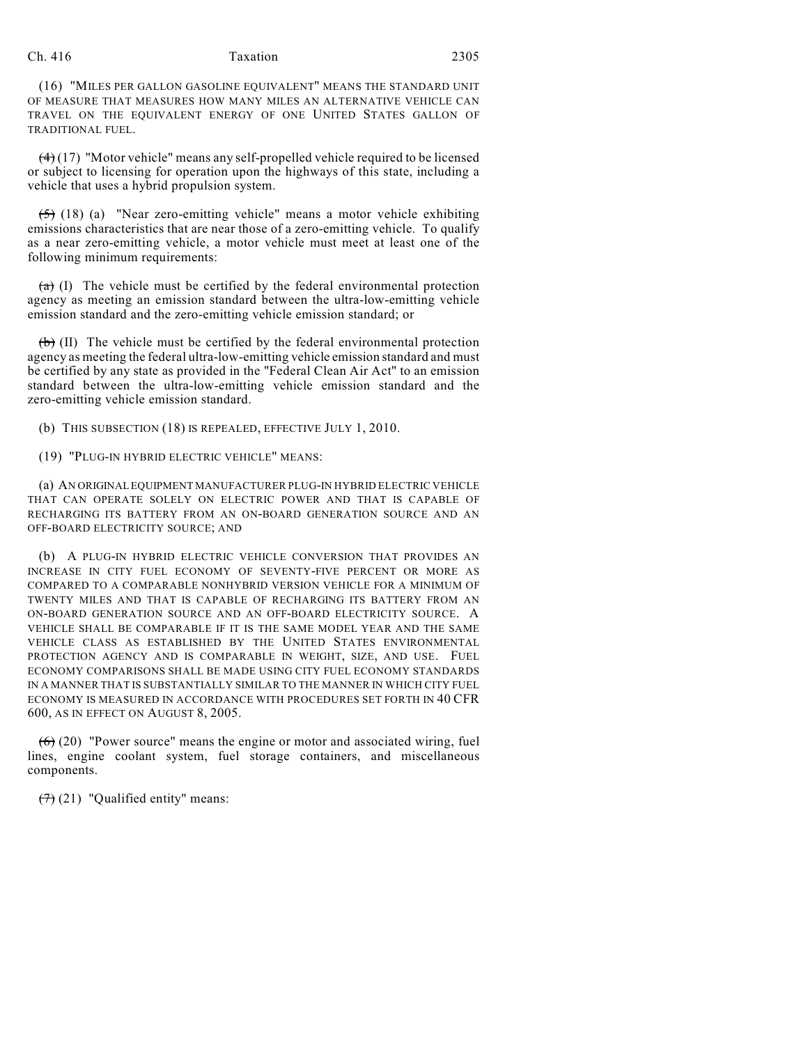(16) "MILES PER GALLON GASOLINE EQUIVALENT" MEANS THE STANDARD UNIT OF MEASURE THAT MEASURES HOW MANY MILES AN ALTERNATIVE VEHICLE CAN TRAVEL ON THE EQUIVALENT ENERGY OF ONE UNITED STATES GALLON OF TRADITIONAL FUEL.

~~(4)~~ (17) "Motor vehicle" means any self-propelled vehicle required to be licensed or subject to licensing for operation upon the highways of this state, including a vehicle that uses a hybrid propulsion system.

~~(5)~~ (18) (a) "Near zero-emitting vehicle" means a motor vehicle exhibiting emissions characteristics that are near those of a zero-emitting vehicle. To qualify as a near zero-emitting vehicle, a motor vehicle must meet at least one of the following minimum requirements:

~~(a)~~ (I) The vehicle must be certified by the federal environmental protection agency as meeting an emission standard between the ultra-low-emitting vehicle emission standard and the zero-emitting vehicle emission standard; or

~~(b)~~ (II) The vehicle must be certified by the federal environmental protection agency as meeting the federal ultra-low-emitting vehicle emission standard and must be certified by any state as provided in the "Federal Clean Air Act" to an emission standard between the ultra-low-emitting vehicle emission standard and the zero-emitting vehicle emission standard.

(b) THIS SUBSECTION (18) IS REPEALED, EFFECTIVE JULY 1, 2010.

(19) "PLUG-IN HYBRID ELECTRIC VEHICLE" MEANS:

(a) AN ORIGINAL EQUIPMENT MANUFACTURER PLUG-IN HYBRID ELECTRIC VEHICLE THAT CAN OPERATE SOLELY ON ELECTRIC POWER AND THAT IS CAPABLE OF RECHARGING ITS BATTERY FROM AN ON-BOARD GENERATION SOURCE AND AN OFF-BOARD ELECTRICITY SOURCE; AND

(b) A PLUG-IN HYBRID ELECTRIC VEHICLE CONVERSION THAT PROVIDES AN INCREASE IN CITY FUEL ECONOMY OF SEVENTY-FIVE PERCENT OR MORE AS COMPARED TO A COMPARABLE NONHYBRID VERSION VEHICLE FOR A MINIMUM OF TWENTY MILES AND THAT IS CAPABLE OF RECHARGING ITS BATTERY FROM AN ON-BOARD GENERATION SOURCE AND AN OFF-BOARD ELECTRICITY SOURCE. A VEHICLE SHALL BE COMPARABLE IF IT IS THE SAME MODEL YEAR AND THE SAME VEHICLE CLASS AS ESTABLISHED BY THE UNITED STATES ENVIRONMENTAL PROTECTION AGENCY AND IS COMPARABLE IN WEIGHT, SIZE, AND USE. FUEL ECONOMY COMPARISONS SHALL BE MADE USING CITY FUEL ECONOMY STANDARDS IN A MANNER THAT IS SUBSTANTIALLY SIMILAR TO THE MANNER IN WHICH CITY FUEL ECONOMY IS MEASURED IN ACCORDANCE WITH PROCEDURES SET FORTH IN 40 CFR 600, AS IN EFFECT ON AUGUST 8, 2005.

~~(6)~~ (20) "Power source" means the engine or motor and associated wiring, fuel lines, engine coolant system, fuel storage containers, and miscellaneous components.

~~(7)~~ (21) "Qualified entity" means: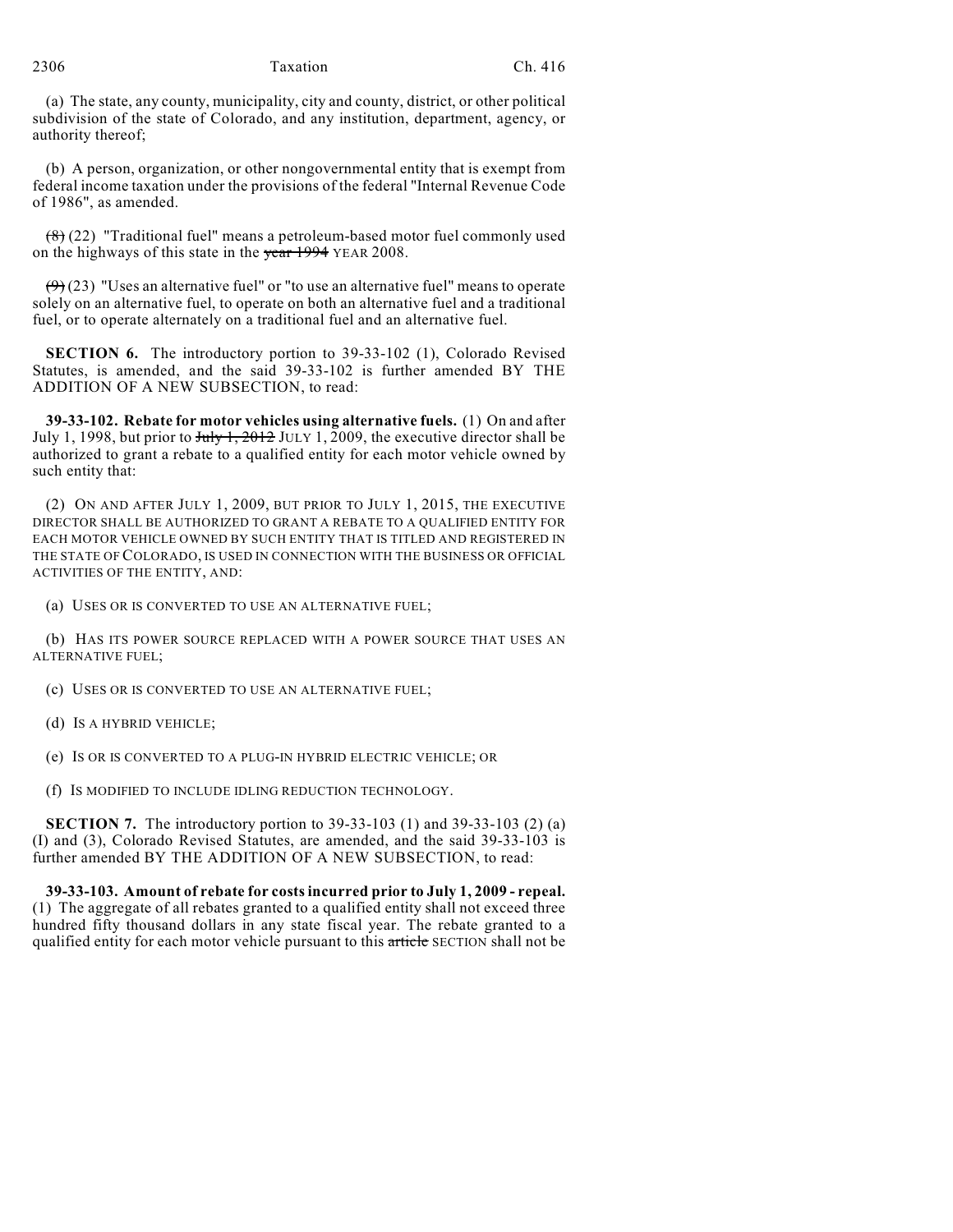(a) The state, any county, municipality, city and county, district, or other political subdivision of the state of Colorado, and any institution, department, agency, or authority thereof;

(b) A person, organization, or other nongovernmental entity that is exempt from federal income taxation under the provisions of the federal "Internal Revenue Code of 1986", as amended.

~~(8)~~ (22) "Traditional fuel" means a petroleum-based motor fuel commonly used on the highways of this state in the ~~year 1994~~ YEAR 2008.

~~(9)~~ (23) "Uses an alternative fuel" or "to use an alternative fuel" means to operate solely on an alternative fuel, to operate on both an alternative fuel and a traditional fuel, or to operate alternately on a traditional fuel and an alternative fuel.

**SECTION 6.** The introductory portion to 39-33-102 (1), Colorado Revised Statutes, is amended, and the said 39-33-102 is further amended BY THE ADDITION OF A NEW SUBSECTION, to read:

**39-33-102. Rebate for motor vehicles using alternative fuels.** (1) On and after July 1, 1998, but prior to ~~July 1, 2012~~ JULY 1, 2009, the executive director shall be authorized to grant a rebate to a qualified entity for each motor vehicle owned by such entity that:

(2) ON AND AFTER JULY 1, 2009, BUT PRIOR TO JULY 1, 2015, THE EXECUTIVE DIRECTOR SHALL BE AUTHORIZED TO GRANT A REBATE TO A QUALIFIED ENTITY FOR EACH MOTOR VEHICLE OWNED BY SUCH ENTITY THAT IS TITLED AND REGISTERED IN THE STATE OF COLORADO, IS USED IN CONNECTION WITH THE BUSINESS OR OFFICIAL ACTIVITIES OF THE ENTITY, AND:

(a) USES OR IS CONVERTED TO USE AN ALTERNATIVE FUEL;

(b) HAS ITS POWER SOURCE REPLACED WITH A POWER SOURCE THAT USES AN ALTERNATIVE FUEL;

(c) USES OR IS CONVERTED TO USE AN ALTERNATIVE FUEL;

(d) IS A HYBRID VEHICLE;

(e) IS OR IS CONVERTED TO A PLUG-IN HYBRID ELECTRIC VEHICLE; OR

(f) IS MODIFIED TO INCLUDE IDLING REDUCTION TECHNOLOGY.

**SECTION 7.** The introductory portion to 39-33-103 (1) and 39-33-103 (2) (a) (I) and (3), Colorado Revised Statutes, are amended, and the said 39-33-103 is further amended BY THE ADDITION OF A NEW SUBSECTION, to read:

**39-33-103. Amount of rebate for costs incurred prior to July 1, 2009 - repeal.** (1) The aggregate of all rebates granted to a qualified entity shall not exceed three hundred fifty thousand dollars in any state fiscal year. The rebate granted to a qualified entity for each motor vehicle pursuant to this ~~article~~ SECTION shall not be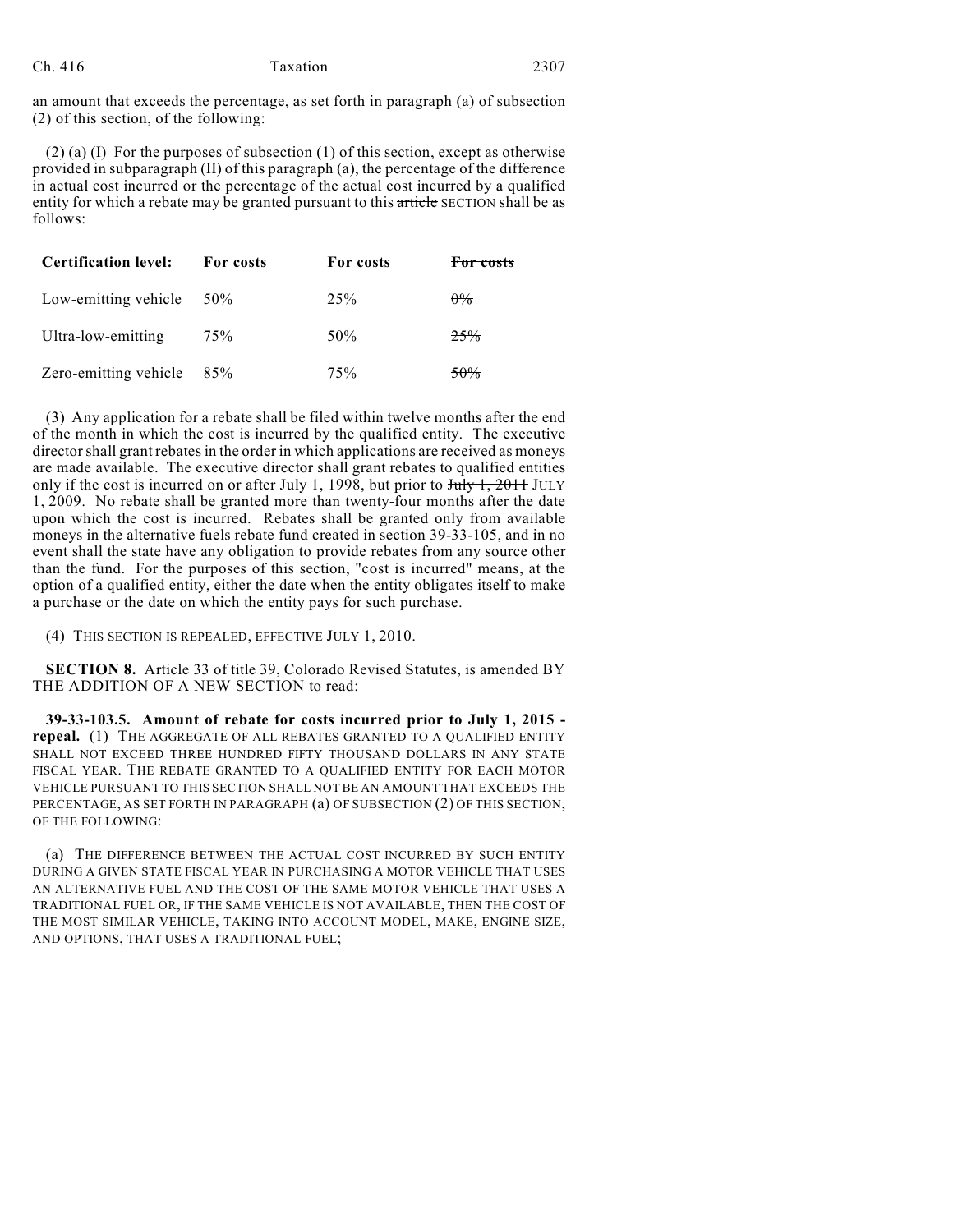an amount that exceeds the percentage, as set forth in paragraph (a) of subsection (2) of this section, of the following:

(2) (a) (I) For the purposes of subsection (1) of this section, except as otherwise provided in subparagraph (II) of this paragraph (a), the percentage of the difference in actual cost incurred or the percentage of the actual cost incurred by a qualified entity for which a rebate may be granted pursuant to this ~~article~~ SECTION shall be as follows:

| Certification level: | For costs | For costs | ~~For costs~~ |
|---|---|---|---|
| Low-emitting vehicle | 50% | 25% | ~~0%~~ |
| Ultra-low-emitting | 75% | 50% | ~~25%~~ |
| Zero-emitting vehicle | 85% | 75% | ~~50%~~ |

(3) Any application for a rebate shall be filed within twelve months after the end of the month in which the cost is incurred by the qualified entity. The executive director shall grant rebates in the order in which applications are received as moneys are made available. The executive director shall grant rebates to qualified entities only if the cost is incurred on or after July 1, 1998, but prior to ~~July 1, 2011~~ JULY 1, 2009. No rebate shall be granted more than twenty-four months after the date upon which the cost is incurred. Rebates shall be granted only from available moneys in the alternative fuels rebate fund created in section 39-33-105, and in no event shall the state have any obligation to provide rebates from any source other than the fund. For the purposes of this section, "cost is incurred" means, at the option of a qualified entity, either the date when the entity obligates itself to make a purchase or the date on which the entity pays for such purchase.

(4) THIS SECTION IS REPEALED, EFFECTIVE JULY 1, 2010.

**SECTION 8.** Article 33 of title 39, Colorado Revised Statutes, is amended BY THE ADDITION OF A NEW SECTION to read:

**39-33-103.5. Amount of rebate for costs incurred prior to July 1, 2015 - repeal.** (1) THE AGGREGATE OF ALL REBATES GRANTED TO A QUALIFIED ENTITY SHALL NOT EXCEED THREE HUNDRED FIFTY THOUSAND DOLLARS IN ANY STATE FISCAL YEAR. THE REBATE GRANTED TO A QUALIFIED ENTITY FOR EACH MOTOR VEHICLE PURSUANT TO THIS SECTION SHALL NOT BE AN AMOUNT THAT EXCEEDS THE PERCENTAGE, AS SET FORTH IN PARAGRAPH (a) OF SUBSECTION (2) OF THIS SECTION, OF THE FOLLOWING:

(a) THE DIFFERENCE BETWEEN THE ACTUAL COST INCURRED BY SUCH ENTITY DURING A GIVEN STATE FISCAL YEAR IN PURCHASING A MOTOR VEHICLE THAT USES AN ALTERNATIVE FUEL AND THE COST OF THE SAME MOTOR VEHICLE THAT USES A TRADITIONAL FUEL OR, IF THE SAME VEHICLE IS NOT AVAILABLE, THEN THE COST OF THE MOST SIMILAR VEHICLE, TAKING INTO ACCOUNT MODEL, MAKE, ENGINE SIZE, AND OPTIONS, THAT USES A TRADITIONAL FUEL;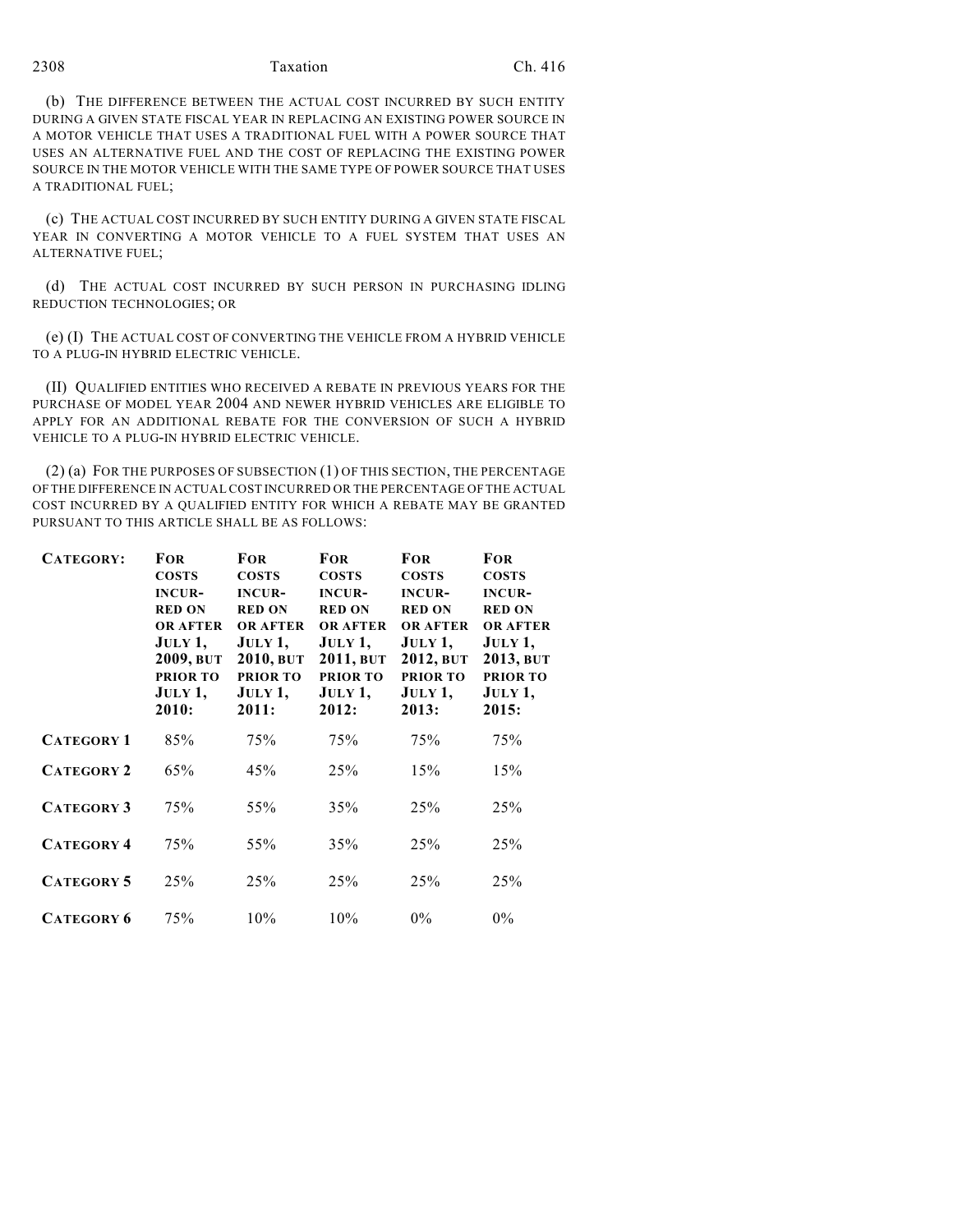(b) THE DIFFERENCE BETWEEN THE ACTUAL COST INCURRED BY SUCH ENTITY DURING A GIVEN STATE FISCAL YEAR IN REPLACING AN EXISTING POWER SOURCE IN A MOTOR VEHICLE THAT USES A TRADITIONAL FUEL WITH A POWER SOURCE THAT USES AN ALTERNATIVE FUEL AND THE COST OF REPLACING THE EXISTING POWER SOURCE IN THE MOTOR VEHICLE WITH THE SAME TYPE OF POWER SOURCE THAT USES A TRADITIONAL FUEL;

(c) THE ACTUAL COST INCURRED BY SUCH ENTITY DURING A GIVEN STATE FISCAL YEAR IN CONVERTING A MOTOR VEHICLE TO A FUEL SYSTEM THAT USES AN ALTERNATIVE FUEL;

(d) THE ACTUAL COST INCURRED BY SUCH PERSON IN PURCHASING IDLING REDUCTION TECHNOLOGIES; OR

(e) (I) THE ACTUAL COST OF CONVERTING THE VEHICLE FROM A HYBRID VEHICLE TO A PLUG-IN HYBRID ELECTRIC VEHICLE.

(II) QUALIFIED ENTITIES WHO RECEIVED A REBATE IN PREVIOUS YEARS FOR THE PURCHASE OF MODEL YEAR 2004 AND NEWER HYBRID VEHICLES ARE ELIGIBLE TO APPLY FOR AN ADDITIONAL REBATE FOR THE CONVERSION OF SUCH A HYBRID VEHICLE TO A PLUG-IN HYBRID ELECTRIC VEHICLE.

(2) (a) FOR THE PURPOSES OF SUBSECTION (1) OF THIS SECTION, THE PERCENTAGE OF THE DIFFERENCE IN ACTUAL COST INCURRED OR THE PERCENTAGE OF THE ACTUAL COST INCURRED BY A QUALIFIED ENTITY FOR WHICH A REBATE MAY BE GRANTED PURSUANT TO THIS ARTICLE SHALL BE AS FOLLOWS:

| **CATEGORY:** | **FOR COSTS INCURRED ON OR AFTER JULY 1, 2009, BUT PRIOR TO JULY 1, 2010:** | **FOR COSTS INCURRED ON OR AFTER JULY 1, 2010, BUT PRIOR TO JULY 1, 2011:** | **FOR COSTS INCURRED ON OR AFTER JULY 1, 2011, BUT PRIOR TO JULY 1, 2012:** | **FOR COSTS INCURRED ON OR AFTER JULY 1, 2012, BUT PRIOR TO JULY 1, 2013:** | **FOR COSTS INCURRED ON OR AFTER JULY 1, 2013, BUT PRIOR TO JULY 1, 2015:** |
|---|---|---|---|---|---|
| **CATEGORY 1** | 85% | 75% | 75% | 75% | 75% |
| **CATEGORY 2** | 65% | 45% | 25% | 15% | 15% |
| **CATEGORY 3** | 75% | 55% | 35% | 25% | 25% |
| **CATEGORY 4** | 75% | 55% | 35% | 25% | 25% |
| **CATEGORY 5** | 25% | 25% | 25% | 25% | 25% |
| **CATEGORY 6** | 75% | 10% | 10% | 0% | 0% |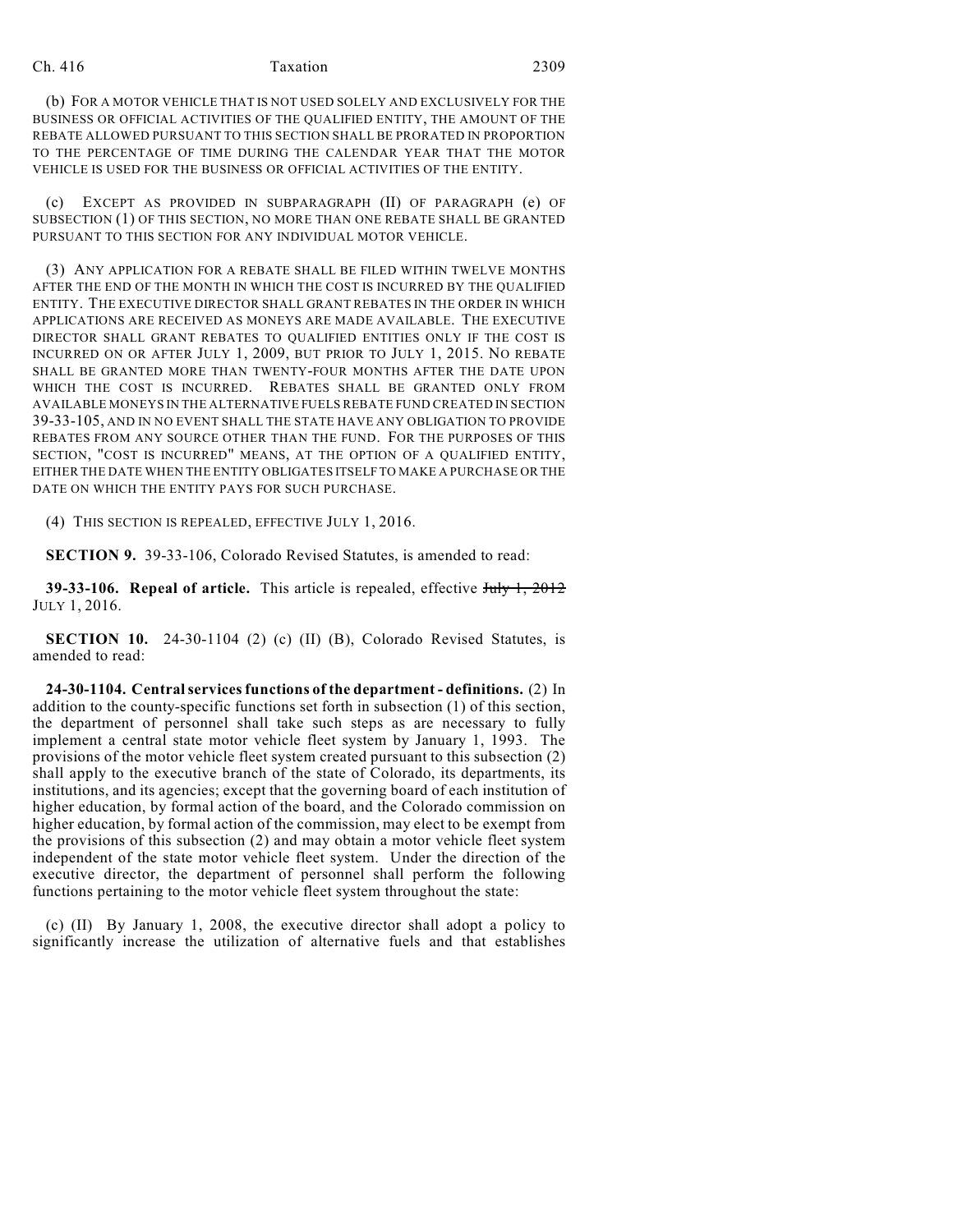(b) FOR A MOTOR VEHICLE THAT IS NOT USED SOLELY AND EXCLUSIVELY FOR THE BUSINESS OR OFFICIAL ACTIVITIES OF THE QUALIFIED ENTITY, THE AMOUNT OF THE REBATE ALLOWED PURSUANT TO THIS SECTION SHALL BE PRORATED IN PROPORTION TO THE PERCENTAGE OF TIME DURING THE CALENDAR YEAR THAT THE MOTOR VEHICLE IS USED FOR THE BUSINESS OR OFFICIAL ACTIVITIES OF THE ENTITY.

(c) EXCEPT AS PROVIDED IN SUBPARAGRAPH (II) OF PARAGRAPH (e) OF SUBSECTION (1) OF THIS SECTION, NO MORE THAN ONE REBATE SHALL BE GRANTED PURSUANT TO THIS SECTION FOR ANY INDIVIDUAL MOTOR VEHICLE.

(3) ANY APPLICATION FOR A REBATE SHALL BE FILED WITHIN TWELVE MONTHS AFTER THE END OF THE MONTH IN WHICH THE COST IS INCURRED BY THE QUALIFIED ENTITY. THE EXECUTIVE DIRECTOR SHALL GRANT REBATES IN THE ORDER IN WHICH APPLICATIONS ARE RECEIVED AS MONEYS ARE MADE AVAILABLE. THE EXECUTIVE DIRECTOR SHALL GRANT REBATES TO QUALIFIED ENTITIES ONLY IF THE COST IS INCURRED ON OR AFTER JULY 1, 2009, BUT PRIOR TO JULY 1, 2015. NO REBATE SHALL BE GRANTED MORE THAN TWENTY-FOUR MONTHS AFTER THE DATE UPON WHICH THE COST IS INCURRED. REBATES SHALL BE GRANTED ONLY FROM AVAILABLE MONEYS IN THE ALTERNATIVE FUELS REBATE FUND CREATED IN SECTION 39-33-105, AND IN NO EVENT SHALL THE STATE HAVE ANY OBLIGATION TO PROVIDE REBATES FROM ANY SOURCE OTHER THAN THE FUND. FOR THE PURPOSES OF THIS SECTION, "COST IS INCURRED" MEANS, AT THE OPTION OF A QUALIFIED ENTITY, EITHER THE DATE WHEN THE ENTITY OBLIGATES ITSELF TO MAKE A PURCHASE OR THE DATE ON WHICH THE ENTITY PAYS FOR SUCH PURCHASE.

(4) THIS SECTION IS REPEALED, EFFECTIVE JULY 1, 2016.

**SECTION 9.** 39-33-106, Colorado Revised Statutes, is amended to read:

**39-33-106. Repeal of article.** This article is repealed, effective ~~July 1, 2012~~ JULY 1, 2016.

**SECTION 10.** 24-30-1104 (2) (c) (II) (B), Colorado Revised Statutes, is amended to read:

**24-30-1104. Central services functions of the department - definitions.** (2) In addition to the county-specific functions set forth in subsection (1) of this section, the department of personnel shall take such steps as are necessary to fully implement a central state motor vehicle fleet system by January 1, 1993. The provisions of the motor vehicle fleet system created pursuant to this subsection (2) shall apply to the executive branch of the state of Colorado, its departments, its institutions, and its agencies; except that the governing board of each institution of higher education, by formal action of the board, and the Colorado commission on higher education, by formal action of the commission, may elect to be exempt from the provisions of this subsection (2) and may obtain a motor vehicle fleet system independent of the state motor vehicle fleet system. Under the direction of the executive director, the department of personnel shall perform the following functions pertaining to the motor vehicle fleet system throughout the state:

(c) (II) By January 1, 2008, the executive director shall adopt a policy to significantly increase the utilization of alternative fuels and that establishes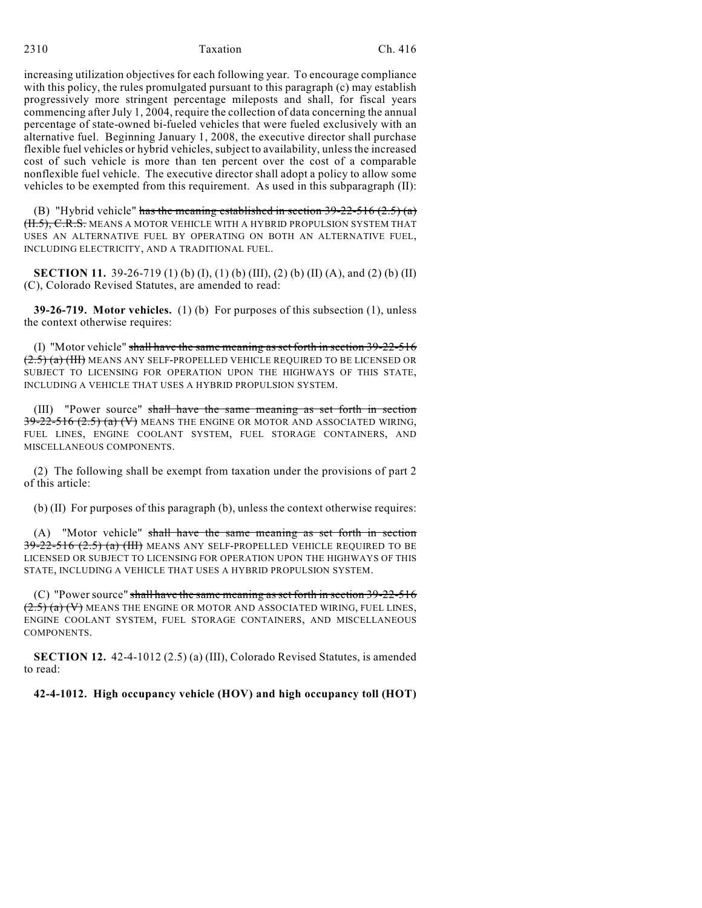increasing utilization objectives for each following year. To encourage compliance with this policy, the rules promulgated pursuant to this paragraph (c) may establish progressively more stringent percentage mileposts and shall, for fiscal years commencing after July 1, 2004, require the collection of data concerning the annual percentage of state-owned bi-fueled vehicles that were fueled exclusively with an alternative fuel. Beginning January 1, 2008, the executive director shall purchase flexible fuel vehicles or hybrid vehicles, subject to availability, unless the increased cost of such vehicle is more than ten percent over the cost of a comparable nonflexible fuel vehicle. The executive director shall adopt a policy to allow some vehicles to be exempted from this requirement. As used in this subparagraph (II):

(B) "Hybrid vehicle" ~~has the meaning established in section 39-22-516 (2.5) (a) (II.5), C.R.S.~~ MEANS A MOTOR VEHICLE WITH A HYBRID PROPULSION SYSTEM THAT USES AN ALTERNATIVE FUEL BY OPERATING ON BOTH AN ALTERNATIVE FUEL, INCLUDING ELECTRICITY, AND A TRADITIONAL FUEL.

**SECTION 11.** 39-26-719 (1) (b) (I), (1) (b) (III), (2) (b) (II) (A), and (2) (b) (II) (C), Colorado Revised Statutes, are amended to read:

**39-26-719. Motor vehicles.** (1) (b) For purposes of this subsection (1), unless the context otherwise requires:

(I) "Motor vehicle" ~~shall have the same meaning as set forth in section 39-22-516 (2.5) (a) (III)~~ MEANS ANY SELF-PROPELLED VEHICLE REQUIRED TO BE LICENSED OR SUBJECT TO LICENSING FOR OPERATION UPON THE HIGHWAYS OF THIS STATE, INCLUDING A VEHICLE THAT USES A HYBRID PROPULSION SYSTEM.

(III) "Power source" ~~shall have the same meaning as set forth in section 39-22-516 (2.5) (a) (V)~~ MEANS THE ENGINE OR MOTOR AND ASSOCIATED WIRING, FUEL LINES, ENGINE COOLANT SYSTEM, FUEL STORAGE CONTAINERS, AND MISCELLANEOUS COMPONENTS.

(2) The following shall be exempt from taxation under the provisions of part 2 of this article:

(b) (II) For purposes of this paragraph (b), unless the context otherwise requires:

(A) "Motor vehicle" ~~shall have the same meaning as set forth in section 39-22-516 (2.5) (a) (III)~~ MEANS ANY SELF-PROPELLED VEHICLE REQUIRED TO BE LICENSED OR SUBJECT TO LICENSING FOR OPERATION UPON THE HIGHWAYS OF THIS STATE, INCLUDING A VEHICLE THAT USES A HYBRID PROPULSION SYSTEM.

(C) "Power source" ~~shall have the same meaning as set forth in section 39-22-516 (2.5) (a) (V)~~ MEANS THE ENGINE OR MOTOR AND ASSOCIATED WIRING, FUEL LINES, ENGINE COOLANT SYSTEM, FUEL STORAGE CONTAINERS, AND MISCELLANEOUS COMPONENTS.

**SECTION 12.** 42-4-1012 (2.5) (a) (III), Colorado Revised Statutes, is amended to read:

**42-4-1012. High occupancy vehicle (HOV) and high occupancy toll (HOT)**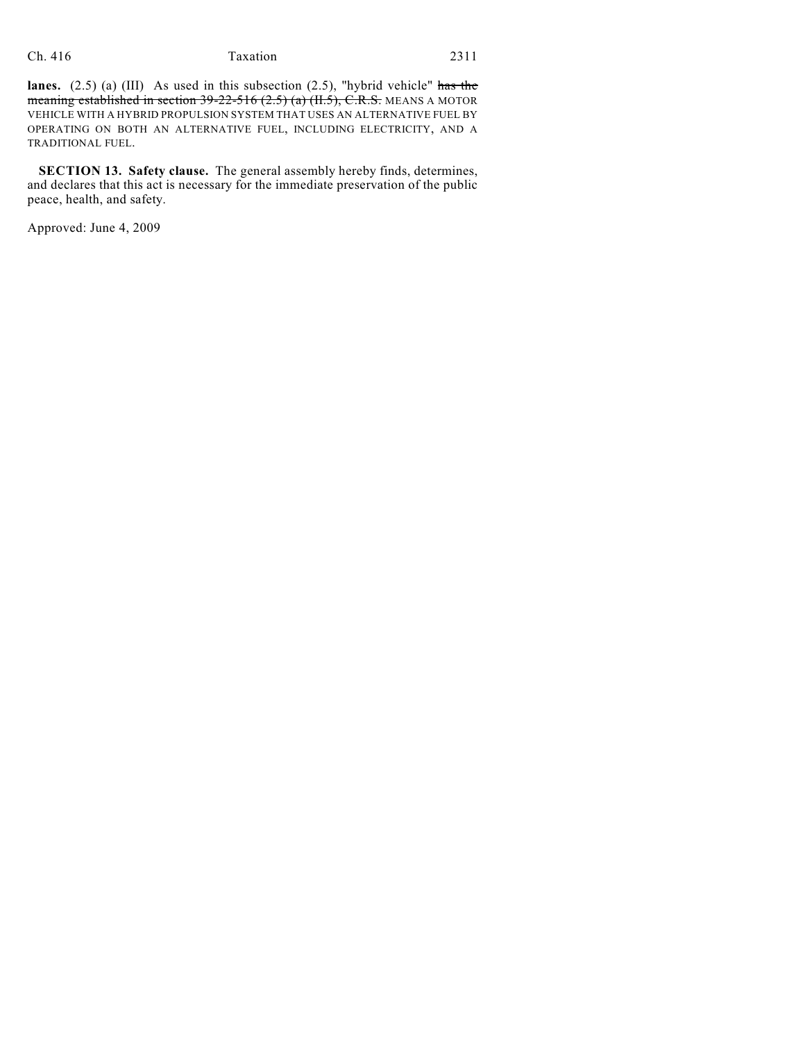**lanes.** (2.5) (a) (III) As used in this subsection (2.5), "hybrid vehicle" ~~has the meaning established in section 39-22-516 (2.5) (a) (II.5), C.R.S.~~ MEANS A MOTOR VEHICLE WITH A HYBRID PROPULSION SYSTEM THAT USES AN ALTERNATIVE FUEL BY OPERATING ON BOTH AN ALTERNATIVE FUEL, INCLUDING ELECTRICITY, AND A TRADITIONAL FUEL.

**SECTION 13. Safety clause.** The general assembly hereby finds, determines, and declares that this act is necessary for the immediate preservation of the public peace, health, and safety.

Approved: June 4, 2009